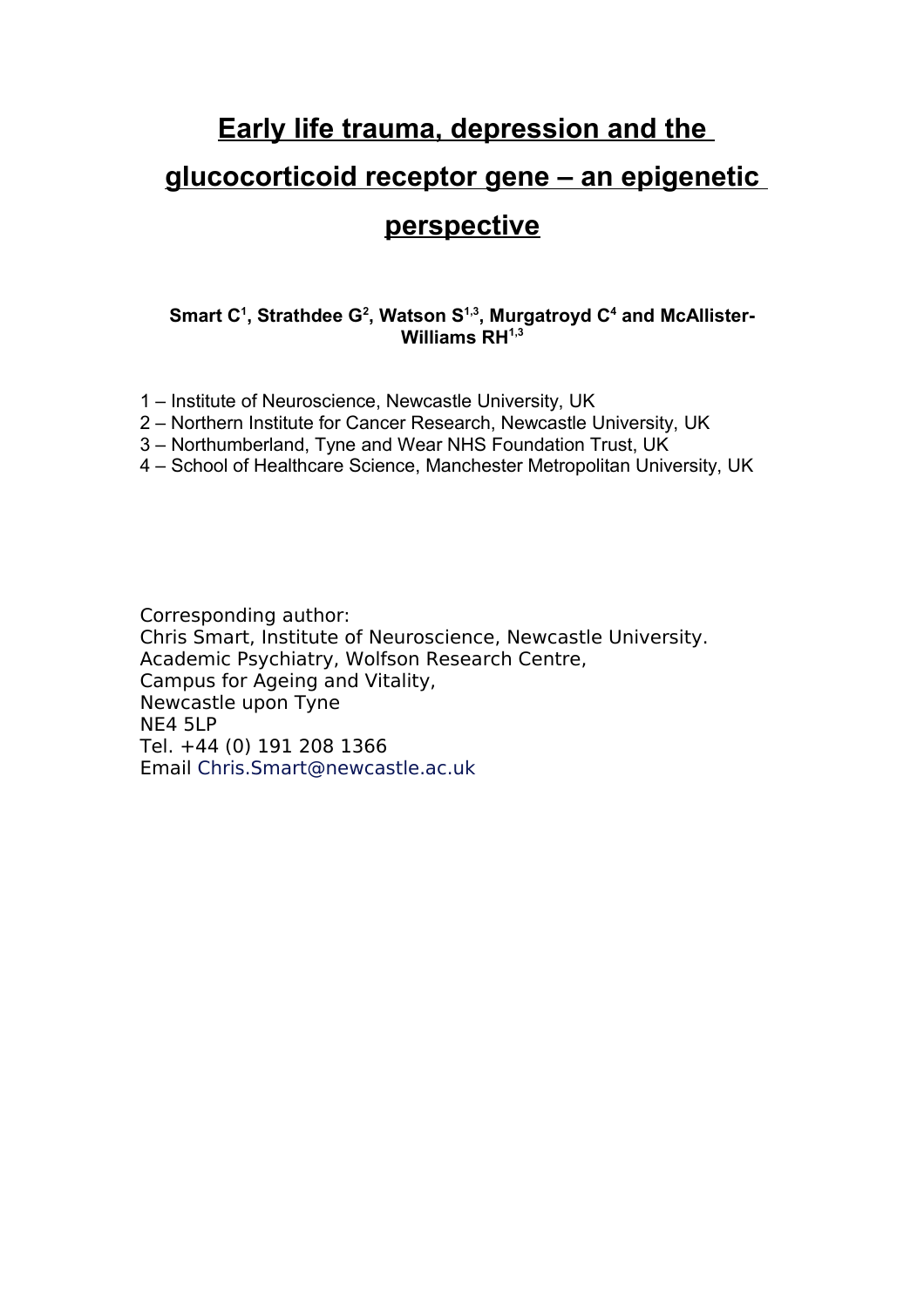# Early life trauma, depression and the glucocorticoid receptor gene – an epigenetic perspective

**Smart C[1], Strathdee G[2], Watson S[1,3], Murgatroyd C[4] and McAllister-Williams RH[1,3]**

1 – Institute of Neuroscience, Newcastle University, UK
2 – Northern Institute for Cancer Research, Newcastle University, UK
3 – Northumberland, Tyne and Wear NHS Foundation Trust, UK
4 – School of Healthcare Science, Manchester Metropolitan University, UK

Corresponding author:
Chris Smart, Institute of Neuroscience, Newcastle University.
Academic Psychiatry, Wolfson Research Centre,
Campus for Ageing and Vitality,
Newcastle upon Tyne
NE4 5LP
Tel. +44 (0) 191 208 1366
Email Chris.Smart@newcastle.ac.uk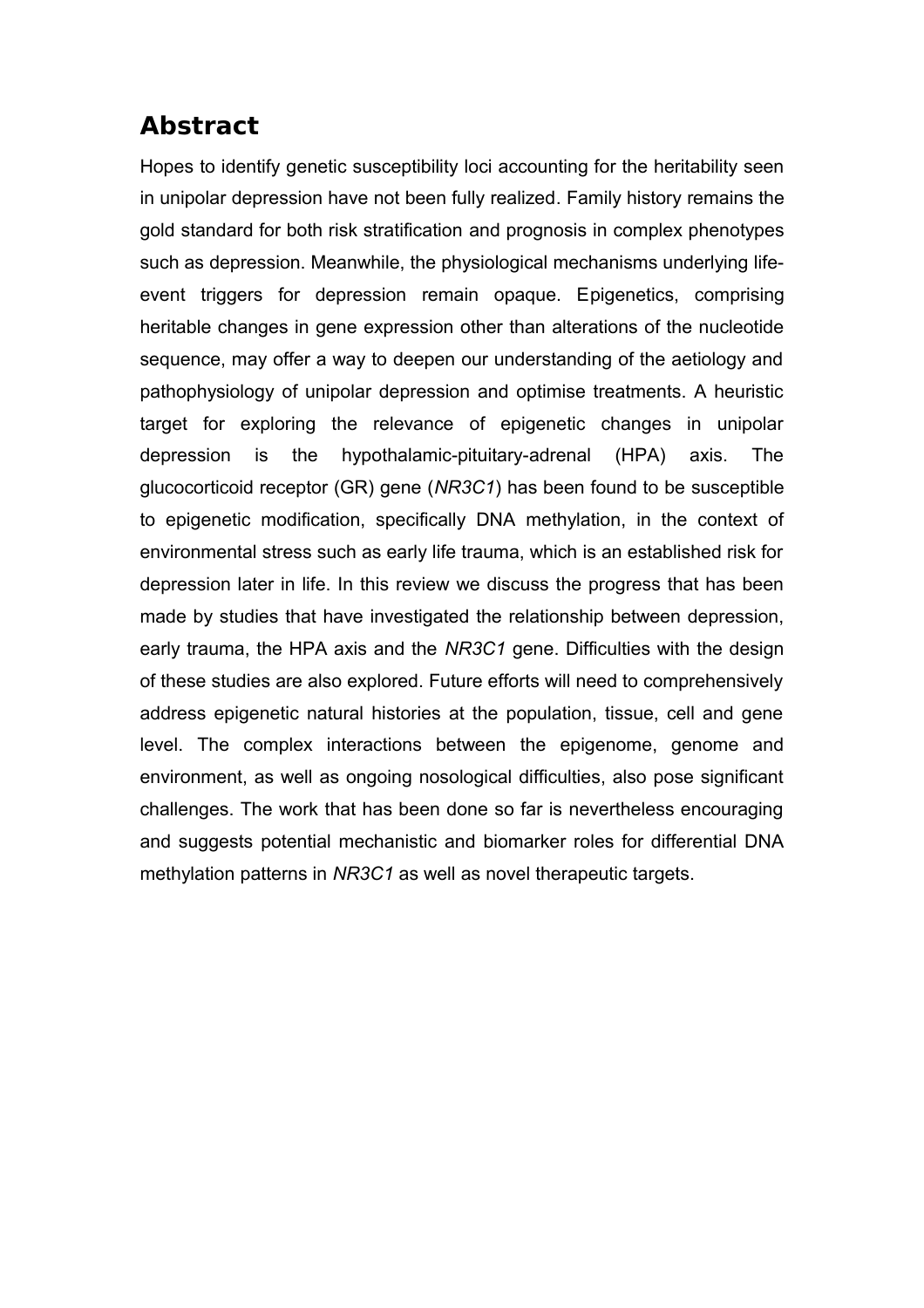## Abstract

Hopes to identify genetic susceptibility loci accounting for the heritability seen in unipolar depression have not been fully realized. Family history remains the gold standard for both risk stratification and prognosis in complex phenotypes such as depression. Meanwhile, the physiological mechanisms underlying life-event triggers for depression remain opaque. Epigenetics, comprising heritable changes in gene expression other than alterations of the nucleotide sequence, may offer a way to deepen our understanding of the aetiology and pathophysiology of unipolar depression and optimise treatments. A heuristic target for exploring the relevance of epigenetic changes in unipolar depression is the hypothalamic-pituitary-adrenal (HPA) axis. The glucocorticoid receptor (GR) gene (*NR3C1*) has been found to be susceptible to epigenetic modification, specifically DNA methylation, in the context of environmental stress such as early life trauma, which is an established risk for depression later in life. In this review we discuss the progress that has been made by studies that have investigated the relationship between depression, early trauma, the HPA axis and the *NR3C1* gene. Difficulties with the design of these studies are also explored. Future efforts will need to comprehensively address epigenetic natural histories at the population, tissue, cell and gene level. The complex interactions between the epigenome, genome and environment, as well as ongoing nosological difficulties, also pose significant challenges. The work that has been done so far is nevertheless encouraging and suggests potential mechanistic and biomarker roles for differential DNA methylation patterns in *NR3C1* as well as novel therapeutic targets.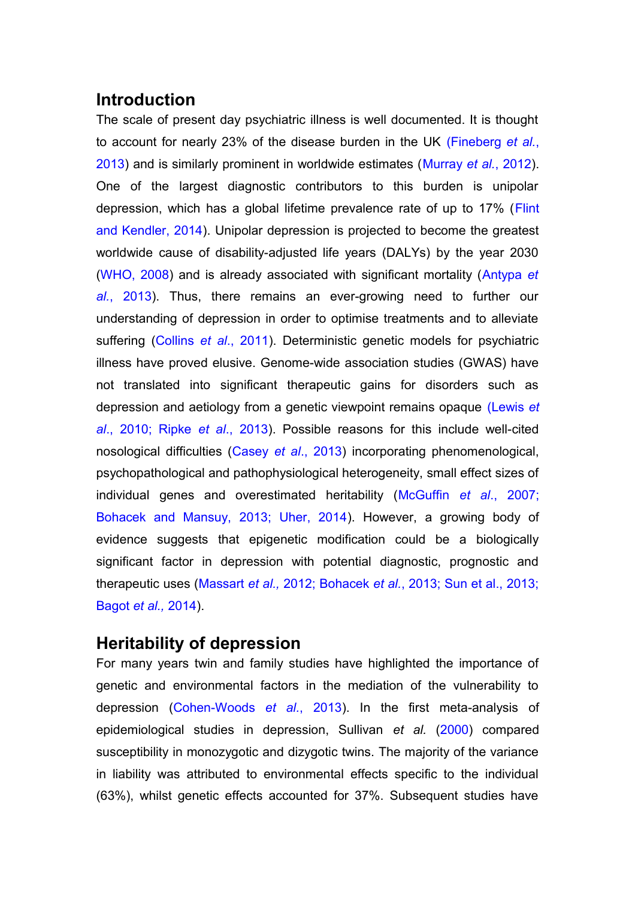## Introduction

The scale of present day psychiatric illness is well documented. It is thought to account for nearly 23% of the disease burden in the UK (Fineberg *et al.*, 2013) and is similarly prominent in worldwide estimates (Murray *et al.*, 2012). One of the largest diagnostic contributors to this burden is unipolar depression, which has a global lifetime prevalence rate of up to 17% (Flint and Kendler, 2014). Unipolar depression is projected to become the greatest worldwide cause of disability-adjusted life years (DALYs) by the year 2030 (WHO, 2008) and is already associated with significant mortality (Antypa *et al.*, 2013). Thus, there remains an ever-growing need to further our understanding of depression in order to optimise treatments and to alleviate suffering (Collins *et al.*, 2011). Deterministic genetic models for psychiatric illness have proved elusive. Genome-wide association studies (GWAS) have not translated into significant therapeutic gains for disorders such as depression and aetiology from a genetic viewpoint remains opaque (Lewis *et al*., 2010; Ripke *et al*., 2013). Possible reasons for this include well-cited nosological difficulties (Casey *et al*., 2013) incorporating phenomenological, psychopathological and pathophysiological heterogeneity, small effect sizes of individual genes and overestimated heritability (McGuffin *et al*., 2007; Bohacek and Mansuy, 2013; Uher, 2014). However, a growing body of evidence suggests that epigenetic modification could be a biologically significant factor in depression with potential diagnostic, prognostic and therapeutic uses (Massart *et al.,* 2012; Bohacek *et al.*, 2013; Sun et al., 2013; Bagot *et al.,* 2014).

## Heritability of depression

For many years twin and family studies have highlighted the importance of genetic and environmental factors in the mediation of the vulnerability to depression (Cohen-Woods *et al.*, 2013). In the first meta-analysis of epidemiological studies in depression, Sullivan *et al.* (2000) compared susceptibility in monozygotic and dizygotic twins. The majority of the variance in liability was attributed to environmental effects specific to the individual (63%), whilst genetic effects accounted for 37%. Subsequent studies have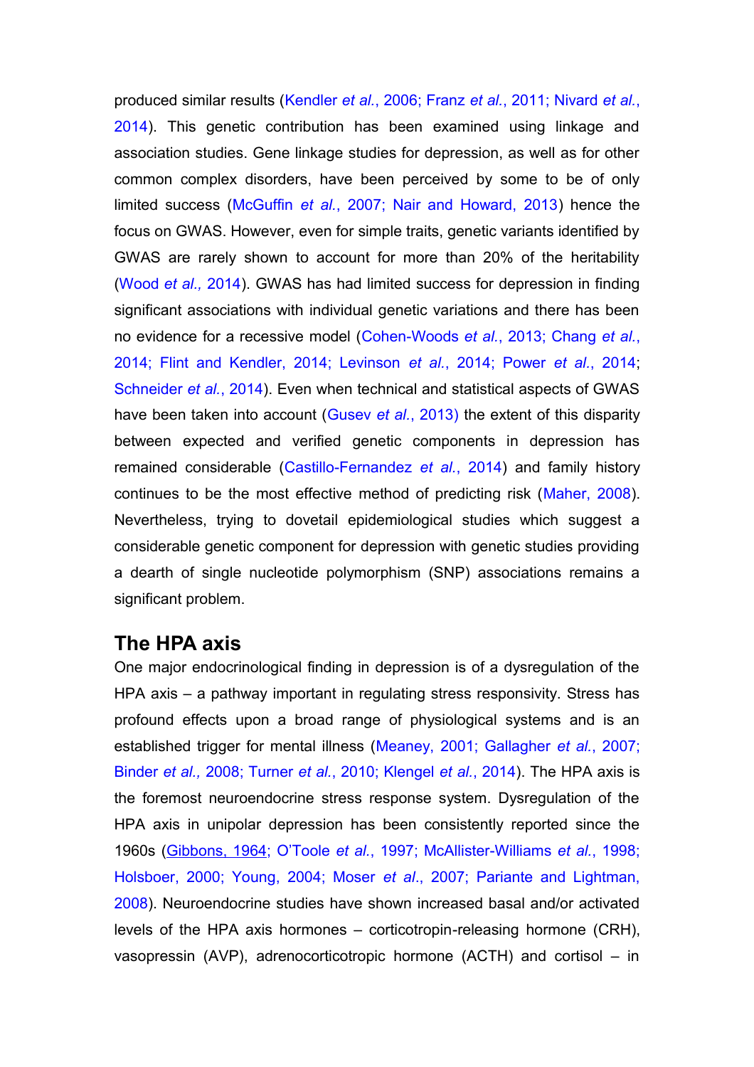produced similar results (Kendler *et al.*, 2006; Franz *et al.*, 2011; Nivard *et al.*, 2014). This genetic contribution has been examined using linkage and association studies. Gene linkage studies for depression, as well as for other common complex disorders, have been perceived by some to be of only limited success (McGuffin *et al.*, 2007; Nair and Howard, 2013) hence the focus on GWAS. However, even for simple traits, genetic variants identified by GWAS are rarely shown to account for more than 20% of the heritability (Wood *et al.,* 2014). GWAS has had limited success for depression in finding significant associations with individual genetic variations and there has been no evidence for a recessive model (Cohen-Woods *et al.*, 2013; Chang *et al.*, 2014; Flint and Kendler, 2014; Levinson *et al.*, 2014; Power *et al.*, 2014; Schneider *et al.*, 2014). Even when technical and statistical aspects of GWAS have been taken into account (Gusev *et al.*, 2013) the extent of this disparity between expected and verified genetic components in depression has remained considerable (Castillo-Fernandez *et al.*, 2014) and family history continues to be the most effective method of predicting risk (Maher, 2008). Nevertheless, trying to dovetail epidemiological studies which suggest a considerable genetic component for depression with genetic studies providing a dearth of single nucleotide polymorphism (SNP) associations remains a significant problem.

## The HPA axis

One major endocrinological finding in depression is of a dysregulation of the HPA axis – a pathway important in regulating stress responsivity. Stress has profound effects upon a broad range of physiological systems and is an established trigger for mental illness (Meaney, 2001; Gallagher *et al.*, 2007; Binder *et al.,* 2008; Turner *et al.*, 2010; Klengel *et al.*, 2014). The HPA axis is the foremost neuroendocrine stress response system. Dysregulation of the HPA axis in unipolar depression has been consistently reported since the 1960s (Gibbons, 1964; O'Toole *et al.*, 1997; McAllister-Williams *et al.*, 1998; Holsboer, 2000; Young, 2004; Moser *et al*., 2007; Pariante and Lightman, 2008). Neuroendocrine studies have shown increased basal and/or activated levels of the HPA axis hormones – corticotropin-releasing hormone (CRH), vasopressin (AVP), adrenocorticotropic hormone (ACTH) and cortisol – in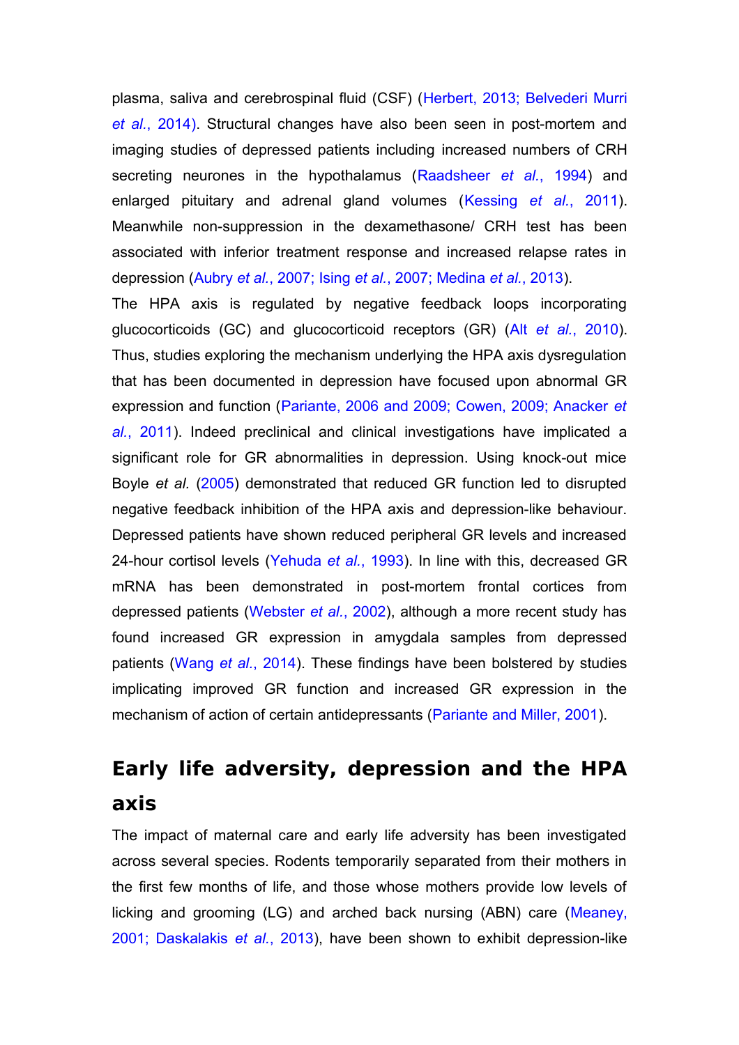plasma, saliva and cerebrospinal fluid (CSF) (Herbert, 2013; Belvederi Murri *et al.*, 2014). Structural changes have also been seen in post-mortem and imaging studies of depressed patients including increased numbers of CRH secreting neurones in the hypothalamus (Raadsheer *et al.*, 1994) and enlarged pituitary and adrenal gland volumes (Kessing *et al.*, 2011). Meanwhile non-suppression in the dexamethasone/ CRH test has been associated with inferior treatment response and increased relapse rates in depression (Aubry *et al.*, 2007; Ising *et al.*, 2007; Medina *et al.*, 2013).

The HPA axis is regulated by negative feedback loops incorporating glucocorticoids (GC) and glucocorticoid receptors (GR) (Alt *et al.*, 2010). Thus, studies exploring the mechanism underlying the HPA axis dysregulation that has been documented in depression have focused upon abnormal GR expression and function (Pariante, 2006 and 2009; Cowen, 2009; Anacker *et al.*, 2011). Indeed preclinical and clinical investigations have implicated a significant role for GR abnormalities in depression. Using knock-out mice Boyle *et al.* (2005) demonstrated that reduced GR function led to disrupted negative feedback inhibition of the HPA axis and depression-like behaviour. Depressed patients have shown reduced peripheral GR levels and increased 24-hour cortisol levels (Yehuda *et al.*, 1993). In line with this, decreased GR mRNA has been demonstrated in post-mortem frontal cortices from depressed patients (Webster *et al.*, 2002), although a more recent study has found increased GR expression in amygdala samples from depressed patients (Wang *et al.*, 2014). These findings have been bolstered by studies implicating improved GR function and increased GR expression in the mechanism of action of certain antidepressants (Pariante and Miller, 2001).

## Early life adversity, depression and the HPA axis

The impact of maternal care and early life adversity has been investigated across several species. Rodents temporarily separated from their mothers in the first few months of life, and those whose mothers provide low levels of licking and grooming (LG) and arched back nursing (ABN) care (Meaney, 2001; Daskalakis *et al.*, 2013), have been shown to exhibit depression-like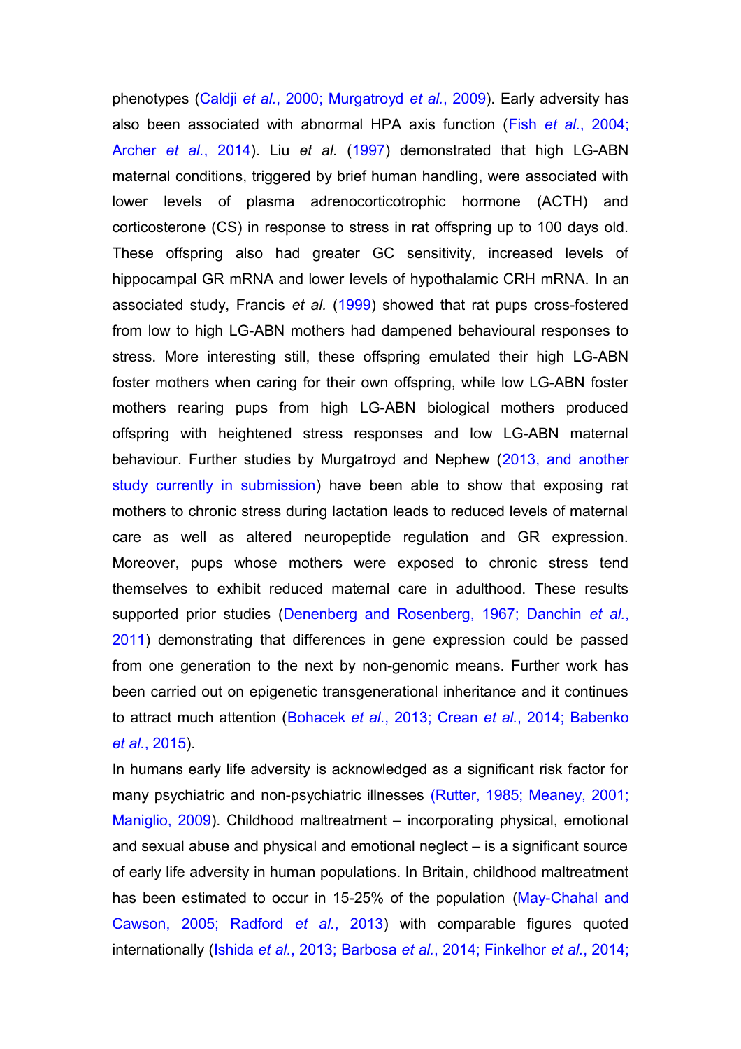phenotypes (Caldji *et al.*, 2000; Murgatroyd *et al.*, 2009). Early adversity has also been associated with abnormal HPA axis function (Fish *et al.*, 2004; Archer *et al.*, 2014). Liu *et al.* (1997) demonstrated that high LG-ABN maternal conditions, triggered by brief human handling, were associated with lower levels of plasma adrenocorticotrophic hormone (ACTH) and corticosterone (CS) in response to stress in rat offspring up to 100 days old. These offspring also had greater GC sensitivity, increased levels of hippocampal GR mRNA and lower levels of hypothalamic CRH mRNA. In an associated study, Francis *et al.* (1999) showed that rat pups cross-fostered from low to high LG-ABN mothers had dampened behavioural responses to stress. More interesting still, these offspring emulated their high LG-ABN foster mothers when caring for their own offspring, while low LG-ABN foster mothers rearing pups from high LG-ABN biological mothers produced offspring with heightened stress responses and low LG-ABN maternal behaviour. Further studies by Murgatroyd and Nephew (2013, and another study currently in submission) have been able to show that exposing rat mothers to chronic stress during lactation leads to reduced levels of maternal care as well as altered neuropeptide regulation and GR expression. Moreover, pups whose mothers were exposed to chronic stress tend themselves to exhibit reduced maternal care in adulthood. These results supported prior studies (Denenberg and Rosenberg, 1967; Danchin *et al.*, 2011) demonstrating that differences in gene expression could be passed from one generation to the next by non-genomic means. Further work has been carried out on epigenetic transgenerational inheritance and it continues to attract much attention (Bohacek *et al.*, 2013; Crean *et al.*, 2014; Babenko *et al.*, 2015).

In humans early life adversity is acknowledged as a significant risk factor for many psychiatric and non-psychiatric illnesses (Rutter, 1985; Meaney, 2001; Maniglio, 2009). Childhood maltreatment – incorporating physical, emotional and sexual abuse and physical and emotional neglect – is a significant source of early life adversity in human populations. In Britain, childhood maltreatment has been estimated to occur in 15-25% of the population (May-Chahal and Cawson, 2005; Radford *et al.*, 2013) with comparable figures quoted internationally (Ishida *et al.*, 2013; Barbosa *et al.*, 2014; Finkelhor *et al.*, 2014;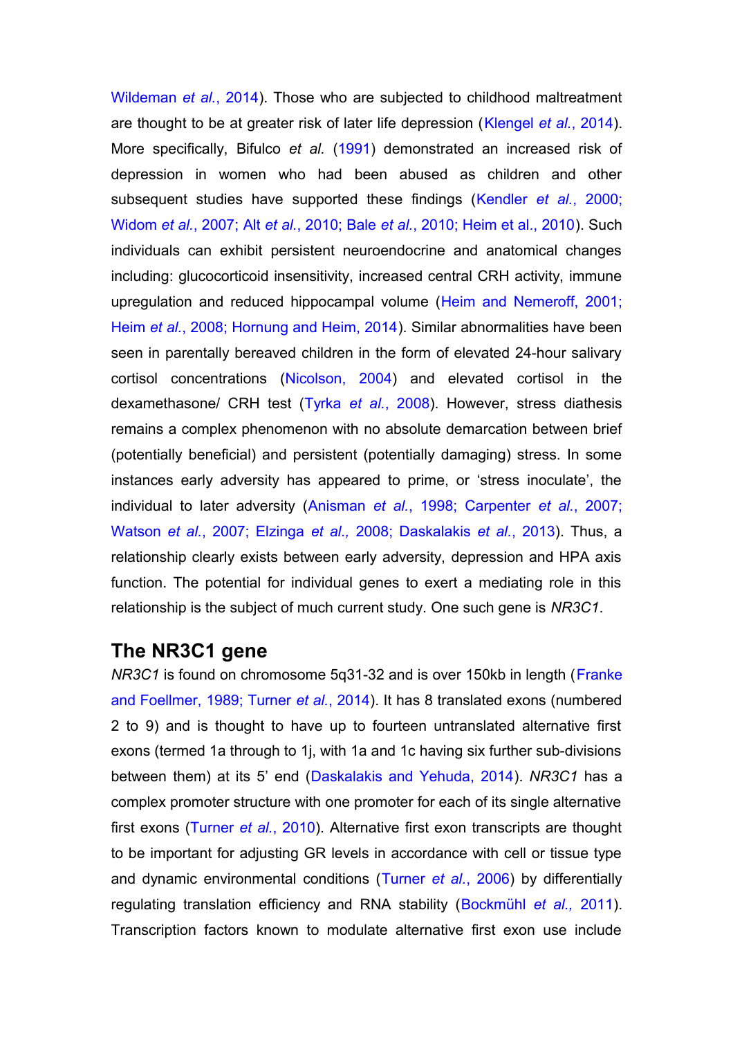Wildeman *et al.*, 2014). Those who are subjected to childhood maltreatment are thought to be at greater risk of later life depression (Klengel *et al.*, 2014). More specifically, Bifulco *et al.* (1991) demonstrated an increased risk of depression in women who had been abused as children and other subsequent studies have supported these findings (Kendler *et al.*, 2000; Widom *et al.*, 2007; Alt *et al.*, 2010; Bale *et al.*, 2010; Heim et al., 2010). Such individuals can exhibit persistent neuroendocrine and anatomical changes including: glucocorticoid insensitivity, increased central CRH activity, immune upregulation and reduced hippocampal volume (Heim and Nemeroff, 2001; Heim *et al.*, 2008; Hornung and Heim, 2014). Similar abnormalities have been seen in parentally bereaved children in the form of elevated 24-hour salivary cortisol concentrations (Nicolson, 2004) and elevated cortisol in the dexamethasone/ CRH test (Tyrka *et al.*, 2008). However, stress diathesis remains a complex phenomenon with no absolute demarcation between brief (potentially beneficial) and persistent (potentially damaging) stress. In some instances early adversity has appeared to prime, or 'stress inoculate', the individual to later adversity (Anisman *et al.*, 1998; Carpenter *et al.*, 2007; Watson *et al.*, 2007; Elzinga *et al.*, 2008; Daskalakis *et al.*, 2013). Thus, a relationship clearly exists between early adversity, depression and HPA axis function. The potential for individual genes to exert a mediating role in this relationship is the subject of much current study. One such gene is *NR3C1*.

## The NR3C1 gene

*NR3C1* is found on chromosome 5q31-32 and is over 150kb in length (Franke and Foellmer, 1989; Turner *et al.*, 2014). It has 8 translated exons (numbered 2 to 9) and is thought to have up to fourteen untranslated alternative first exons (termed 1a through to 1j, with 1a and 1c having six further sub-divisions between them) at its 5' end (Daskalakis and Yehuda, 2014). *NR3C1* has a complex promoter structure with one promoter for each of its single alternative first exons (Turner *et al.*, 2010). Alternative first exon transcripts are thought to be important for adjusting GR levels in accordance with cell or tissue type and dynamic environmental conditions (Turner *et al.*, 2006) by differentially regulating translation efficiency and RNA stability (Bockmühl *et al.*, 2011). Transcription factors known to modulate alternative first exon use include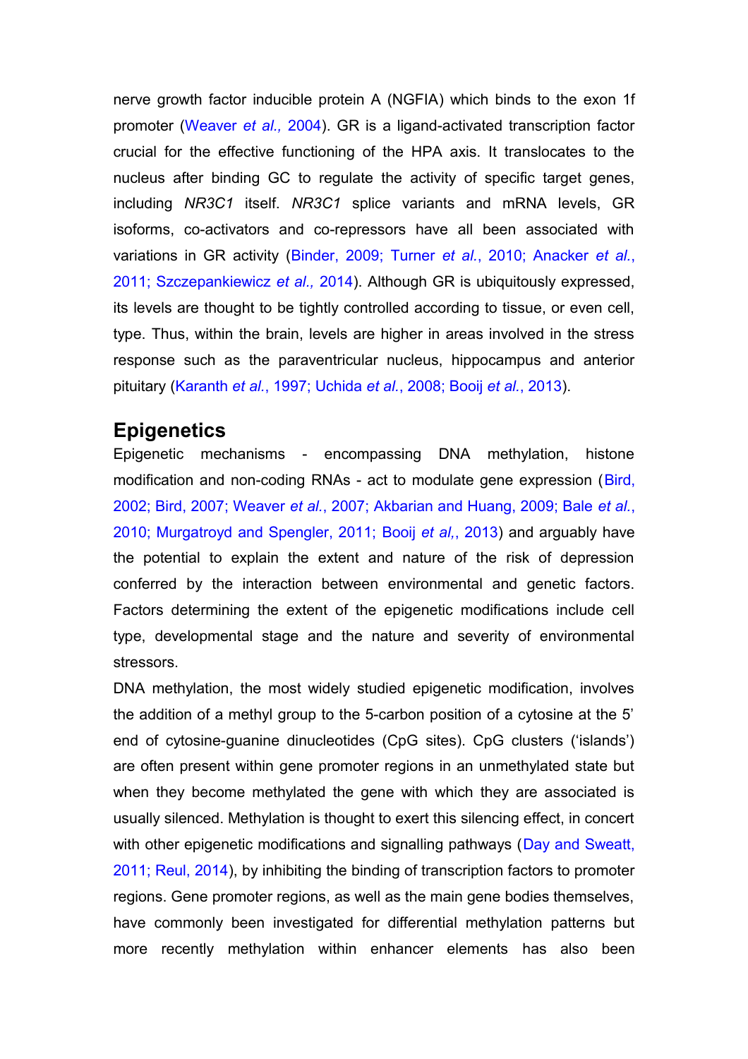nerve growth factor inducible protein A (NGFIA) which binds to the exon 1f promoter (Weaver *et al.,* 2004). GR is a ligand-activated transcription factor crucial for the effective functioning of the HPA axis. It translocates to the nucleus after binding GC to regulate the activity of specific target genes, including *NR3C1* itself. *NR3C1* splice variants and mRNA levels, GR isoforms, co-activators and co-repressors have all been associated with variations in GR activity (Binder, 2009; Turner *et al.*, 2010; Anacker *et al.*, 2011; Szczepankiewicz *et al.,* 2014). Although GR is ubiquitously expressed, its levels are thought to be tightly controlled according to tissue, or even cell, type. Thus, within the brain, levels are higher in areas involved in the stress response such as the paraventricular nucleus, hippocampus and anterior pituitary (Karanth *et al.*, 1997; Uchida *et al.*, 2008; Booij *et al.*, 2013).

## Epigenetics

Epigenetic mechanisms - encompassing DNA methylation, histone modification and non-coding RNAs - act to modulate gene expression (Bird, 2002; Bird, 2007; Weaver *et al.*, 2007; Akbarian and Huang, 2009; Bale *et al.*, 2010; Murgatroyd and Spengler, 2011; Booij *et al*, 2013) and arguably have the potential to explain the extent and nature of the risk of depression conferred by the interaction between environmental and genetic factors. Factors determining the extent of the epigenetic modifications include cell type, developmental stage and the nature and severity of environmental stressors.

DNA methylation, the most widely studied epigenetic modification, involves the addition of a methyl group to the 5-carbon position of a cytosine at the 5' end of cytosine-guanine dinucleotides (CpG sites). CpG clusters ('islands') are often present within gene promoter regions in an unmethylated state but when they become methylated the gene with which they are associated is usually silenced. Methylation is thought to exert this silencing effect, in concert with other epigenetic modifications and signalling pathways (Day and Sweatt, 2011; Reul, 2014), by inhibiting the binding of transcription factors to promoter regions. Gene promoter regions, as well as the main gene bodies themselves, have commonly been investigated for differential methylation patterns but more recently methylation within enhancer elements has also been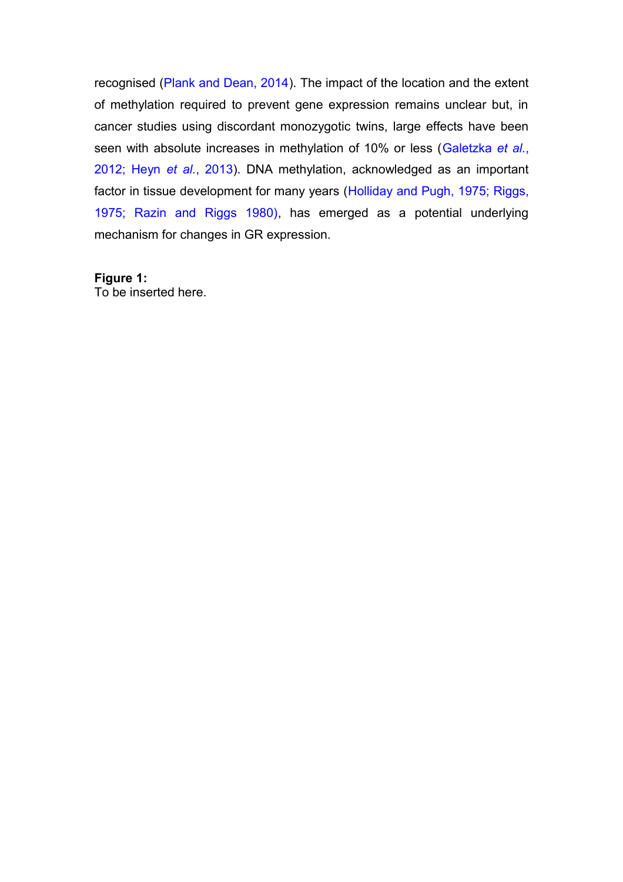recognised (Plank and Dean, 2014). The impact of the location and the extent of methylation required to prevent gene expression remains unclear but, in cancer studies using discordant monozygotic twins, large effects have been seen with absolute increases in methylation of 10% or less (Galetzka *et al.*, 2012; Heyn *et al.*, 2013). DNA methylation, acknowledged as an important factor in tissue development for many years (Holliday and Pugh, 1975; Riggs, 1975; Razin and Riggs 1980), has emerged as a potential underlying mechanism for changes in GR expression.

**Figure 1:**
To be inserted here.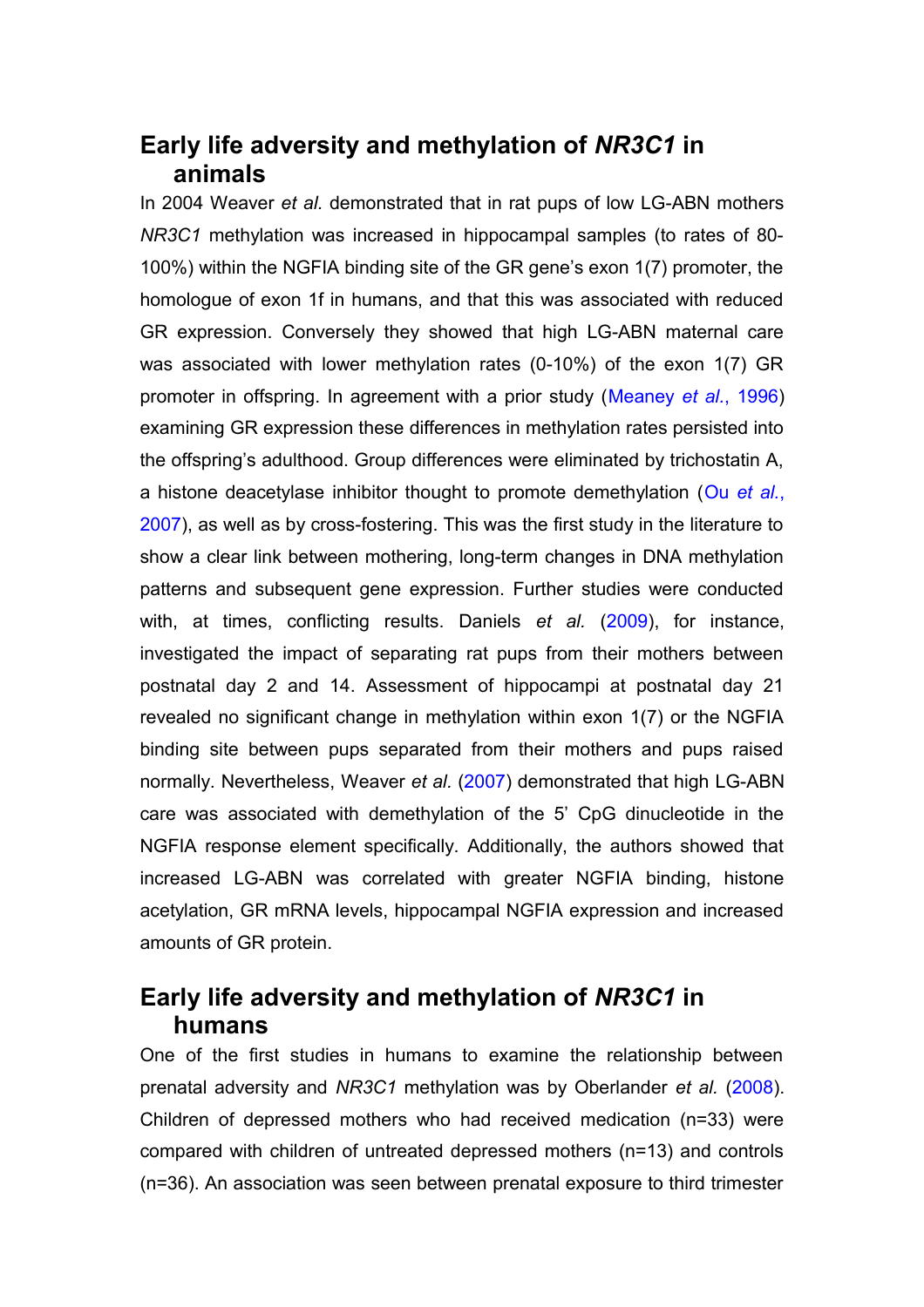## Early life adversity and methylation of *NR3C1* in animals

In 2004 Weaver *et al.* demonstrated that in rat pups of low LG-ABN mothers *NR3C1* methylation was increased in hippocampal samples (to rates of 80-100%) within the NGFIA binding site of the GR gene's exon 1(7) promoter, the homologue of exon 1f in humans, and that this was associated with reduced GR expression. Conversely they showed that high LG-ABN maternal care was associated with lower methylation rates (0-10%) of the exon 1(7) GR promoter in offspring. In agreement with a prior study (Meaney *et al.*, 1996) examining GR expression these differences in methylation rates persisted into the offspring's adulthood. Group differences were eliminated by trichostatin A, a histone deacetylase inhibitor thought to promote demethylation (Ou *et al.*, 2007), as well as by cross-fostering. This was the first study in the literature to show a clear link between mothering, long-term changes in DNA methylation patterns and subsequent gene expression. Further studies were conducted with, at times, conflicting results. Daniels *et al.* (2009), for instance, investigated the impact of separating rat pups from their mothers between postnatal day 2 and 14. Assessment of hippocampi at postnatal day 21 revealed no significant change in methylation within exon 1(7) or the NGFIA binding site between pups separated from their mothers and pups raised normally. Nevertheless, Weaver *et al.* (2007) demonstrated that high LG-ABN care was associated with demethylation of the 5' CpG dinucleotide in the NGFIA response element specifically. Additionally, the authors showed that increased LG-ABN was correlated with greater NGFIA binding, histone acetylation, GR mRNA levels, hippocampal NGFIA expression and increased amounts of GR protein.

## Early life adversity and methylation of *NR3C1* in humans

One of the first studies in humans to examine the relationship between prenatal adversity and *NR3C1* methylation was by Oberlander *et al.* (2008). Children of depressed mothers who had received medication (n=33) were compared with children of untreated depressed mothers (n=13) and controls (n=36). An association was seen between prenatal exposure to third trimester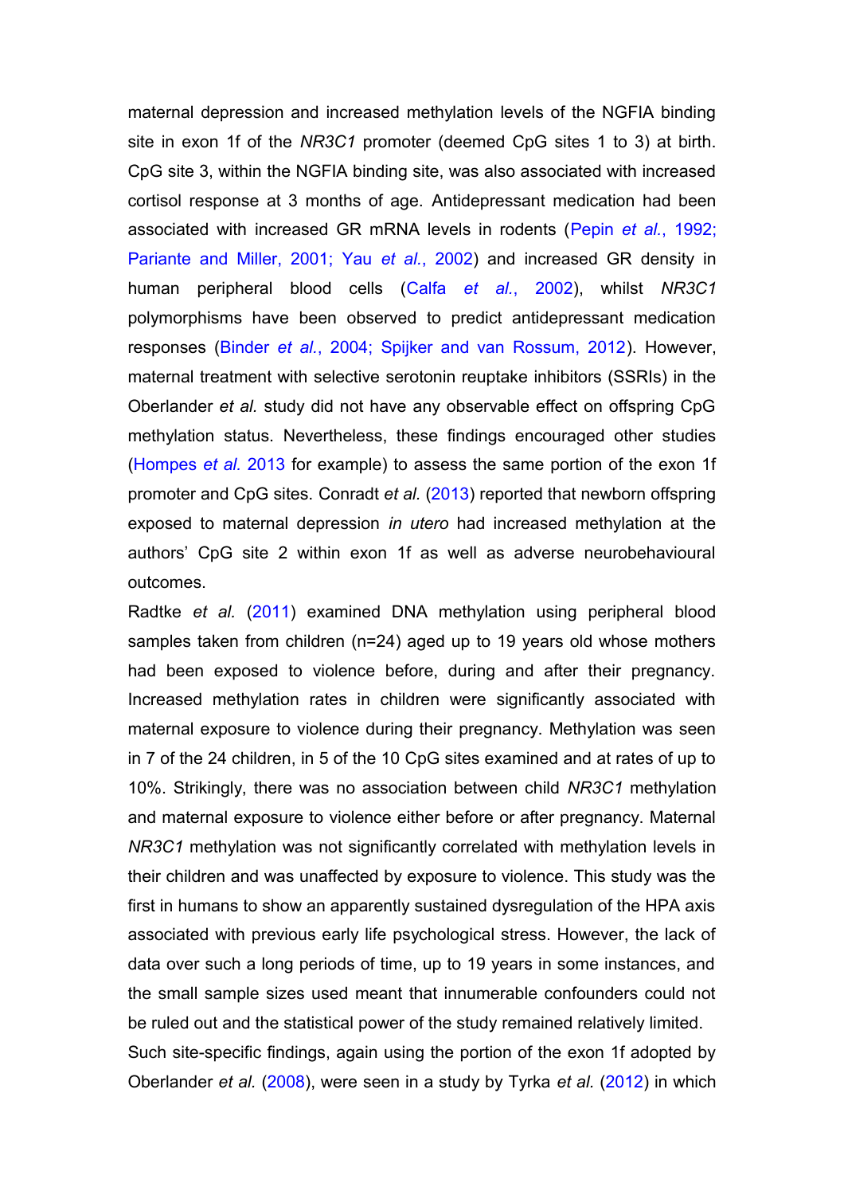maternal depression and increased methylation levels of the NGFIA binding site in exon 1f of the *NR3C1* promoter (deemed CpG sites 1 to 3) at birth. CpG site 3, within the NGFIA binding site, was also associated with increased cortisol response at 3 months of age. Antidepressant medication had been associated with increased GR mRNA levels in rodents (Pepin *et al.*, 1992; Pariante and Miller, 2001; Yau *et al.*, 2002) and increased GR density in human peripheral blood cells (Calfa *et al.*, 2002), whilst *NR3C1* polymorphisms have been observed to predict antidepressant medication responses (Binder *et al.*, 2004; Spijker and van Rossum, 2012). However, maternal treatment with selective serotonin reuptake inhibitors (SSRIs) in the Oberlander *et al.* study did not have any observable effect on offspring CpG methylation status. Nevertheless, these findings encouraged other studies (Hompes *et al.* 2013 for example) to assess the same portion of the exon 1f promoter and CpG sites. Conradt *et al.* (2013) reported that newborn offspring exposed to maternal depression *in utero* had increased methylation at the authors' CpG site 2 within exon 1f as well as adverse neurobehavioural outcomes.

Radtke *et al.* (2011) examined DNA methylation using peripheral blood samples taken from children (n=24) aged up to 19 years old whose mothers had been exposed to violence before, during and after their pregnancy. Increased methylation rates in children were significantly associated with maternal exposure to violence during their pregnancy. Methylation was seen in 7 of the 24 children, in 5 of the 10 CpG sites examined and at rates of up to 10%. Strikingly, there was no association between child *NR3C1* methylation and maternal exposure to violence either before or after pregnancy. Maternal *NR3C1* methylation was not significantly correlated with methylation levels in their children and was unaffected by exposure to violence. This study was the first in humans to show an apparently sustained dysregulation of the HPA axis associated with previous early life psychological stress. However, the lack of data over such a long periods of time, up to 19 years in some instances, and the small sample sizes used meant that innumerable confounders could not be ruled out and the statistical power of the study remained relatively limited.

Such site-specific findings, again using the portion of the exon 1f adopted by Oberlander *et al.* (2008), were seen in a study by Tyrka *et al.* (2012) in which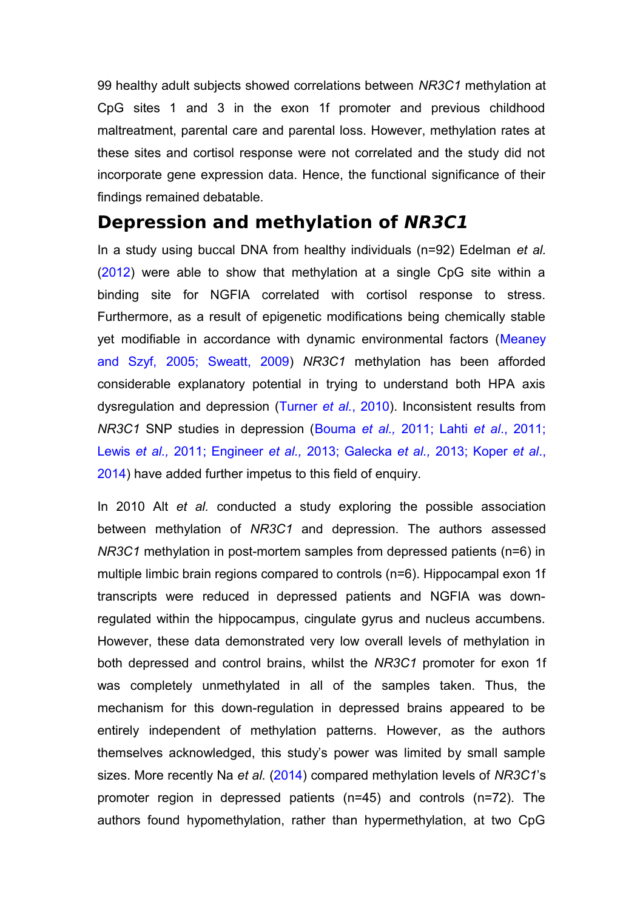99 healthy adult subjects showed correlations between *NR3C1* methylation at CpG sites 1 and 3 in the exon 1f promoter and previous childhood maltreatment, parental care and parental loss. However, methylation rates at these sites and cortisol response were not correlated and the study did not incorporate gene expression data. Hence, the functional significance of their findings remained debatable.

## Depression and methylation of *NR3C1*

In a study using buccal DNA from healthy individuals (n=92) Edelman *et al.* (2012) were able to show that methylation at a single CpG site within a binding site for NGFIA correlated with cortisol response to stress. Furthermore, as a result of epigenetic modifications being chemically stable yet modifiable in accordance with dynamic environmental factors (Meaney and Szyf, 2005; Sweatt, 2009) *NR3C1* methylation has been afforded considerable explanatory potential in trying to understand both HPA axis dysregulation and depression (Turner *et al.*, 2010). Inconsistent results from *NR3C1* SNP studies in depression (Bouma *et al.,* 2011; Lahti *et al*., 2011; Lewis *et al.,* 2011; Engineer *et al.,* 2013; Galecka *et al.,* 2013; Koper *et al*., 2014) have added further impetus to this field of enquiry.

In 2010 Alt *et al.* conducted a study exploring the possible association between methylation of *NR3C1* and depression. The authors assessed *NR3C1* methylation in post-mortem samples from depressed patients (n=6) in multiple limbic brain regions compared to controls (n=6). Hippocampal exon 1f transcripts were reduced in depressed patients and NGFIA was down-regulated within the hippocampus, cingulate gyrus and nucleus accumbens. However, these data demonstrated very low overall levels of methylation in both depressed and control brains, whilst the *NR3C1* promoter for exon 1f was completely unmethylated in all of the samples taken. Thus, the mechanism for this down-regulation in depressed brains appeared to be entirely independent of methylation patterns. However, as the authors themselves acknowledged, this study's power was limited by small sample sizes. More recently Na *et al.* (2014) compared methylation levels of *NR3C1*'s promoter region in depressed patients (n=45) and controls (n=72). The authors found hypomethylation, rather than hypermethylation, at two CpG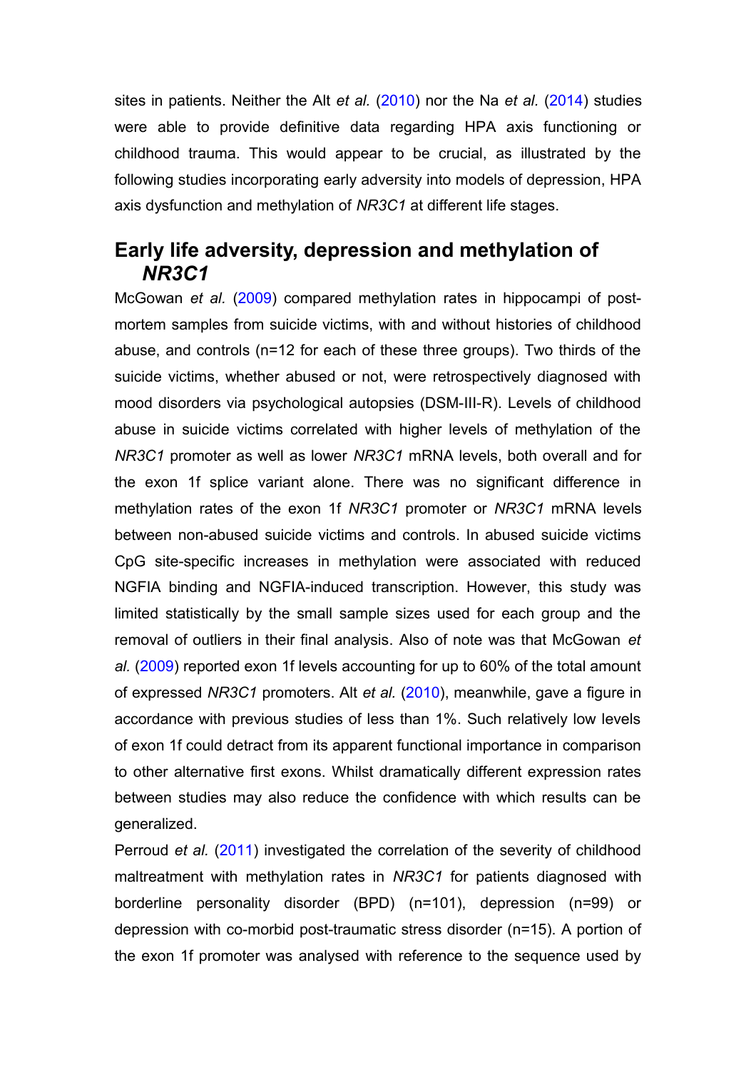sites in patients. Neither the Alt *et al.* (2010) nor the Na *et al.* (2014) studies were able to provide definitive data regarding HPA axis functioning or childhood trauma. This would appear to be crucial, as illustrated by the following studies incorporating early adversity into models of depression, HPA axis dysfunction and methylation of *NR3C1* at different life stages.

## Early life adversity, depression and methylation of *NR3C1*

McGowan *et al.* (2009) compared methylation rates in hippocampi of post-mortem samples from suicide victims, with and without histories of childhood abuse, and controls (n=12 for each of these three groups). Two thirds of the suicide victims, whether abused or not, were retrospectively diagnosed with mood disorders via psychological autopsies (DSM-III-R). Levels of childhood abuse in suicide victims correlated with higher levels of methylation of the *NR3C1* promoter as well as lower *NR3C1* mRNA levels, both overall and for the exon 1f splice variant alone. There was no significant difference in methylation rates of the exon 1f *NR3C1* promoter or *NR3C1* mRNA levels between non-abused suicide victims and controls. In abused suicide victims CpG site-specific increases in methylation were associated with reduced NGFIA binding and NGFIA-induced transcription. However, this study was limited statistically by the small sample sizes used for each group and the removal of outliers in their final analysis. Also of note was that McGowan *et al.* (2009) reported exon 1f levels accounting for up to 60% of the total amount of expressed *NR3C1* promoters. Alt *et al.* (2010), meanwhile, gave a figure in accordance with previous studies of less than 1%. Such relatively low levels of exon 1f could detract from its apparent functional importance in comparison to other alternative first exons. Whilst dramatically different expression rates between studies may also reduce the confidence with which results can be generalized.

Perroud *et al.* (2011) investigated the correlation of the severity of childhood maltreatment with methylation rates in *NR3C1* for patients diagnosed with borderline personality disorder (BPD) (n=101), depression (n=99) or depression with co-morbid post-traumatic stress disorder (n=15). A portion of the exon 1f promoter was analysed with reference to the sequence used by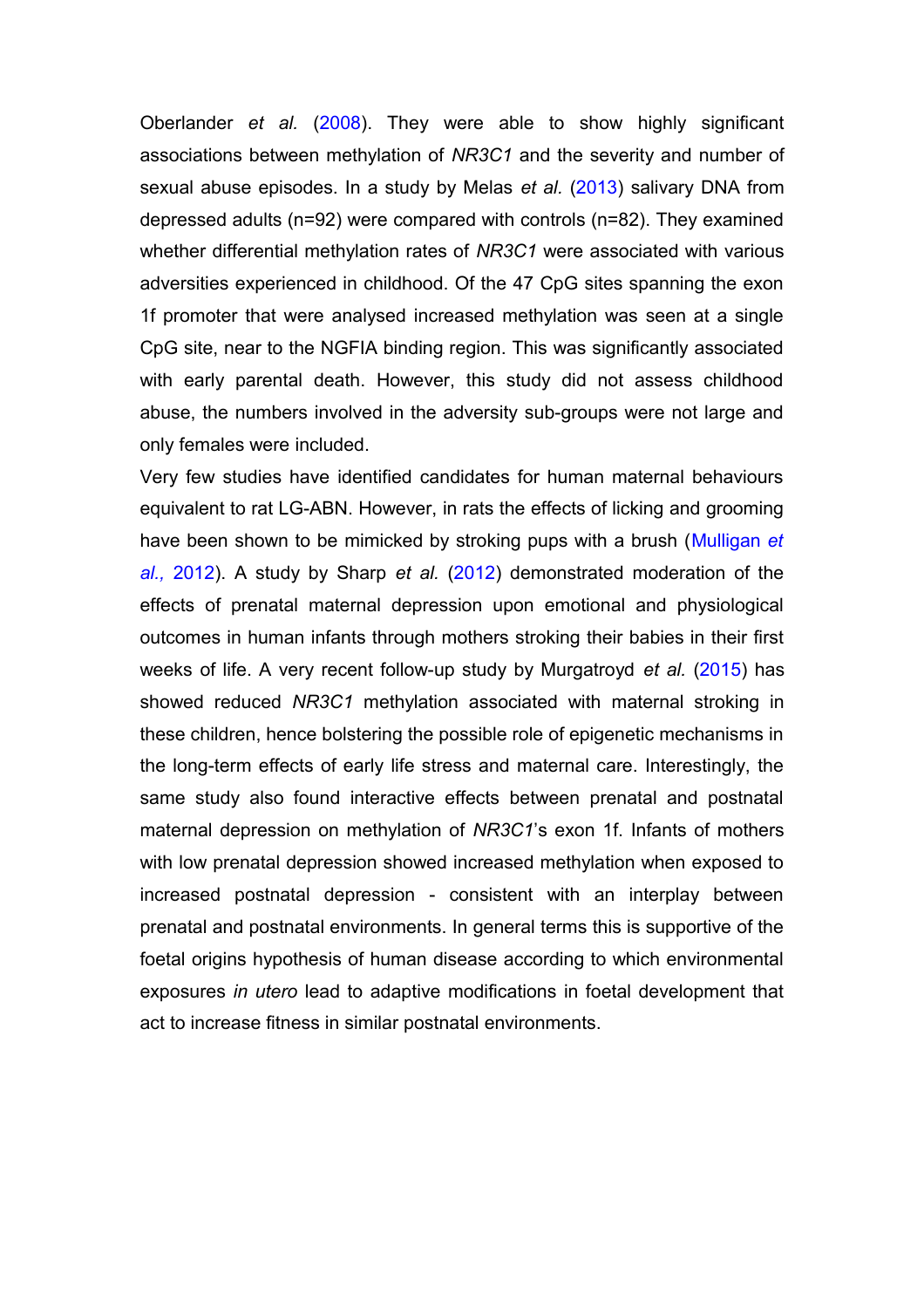Oberlander *et al.* (2008). They were able to show highly significant associations between methylation of *NR3C1* and the severity and number of sexual abuse episodes. In a study by Melas *et al.* (2013) salivary DNA from depressed adults (n=92) were compared with controls (n=82). They examined whether differential methylation rates of *NR3C1* were associated with various adversities experienced in childhood. Of the 47 CpG sites spanning the exon 1f promoter that were analysed increased methylation was seen at a single CpG site, near to the NGFIA binding region. This was significantly associated with early parental death. However, this study did not assess childhood abuse, the numbers involved in the adversity sub-groups were not large and only females were included.

Very few studies have identified candidates for human maternal behaviours equivalent to rat LG-ABN. However, in rats the effects of licking and grooming have been shown to be mimicked by stroking pups with a brush (Mulligan *et al.,* 2012). A study by Sharp *et al.* (2012) demonstrated moderation of the effects of prenatal maternal depression upon emotional and physiological outcomes in human infants through mothers stroking their babies in their first weeks of life. A very recent follow-up study by Murgatroyd *et al.* (2015) has showed reduced *NR3C1* methylation associated with maternal stroking in these children, hence bolstering the possible role of epigenetic mechanisms in the long-term effects of early life stress and maternal care. Interestingly, the same study also found interactive effects between prenatal and postnatal maternal depression on methylation of *NR3C1*'s exon 1f. Infants of mothers with low prenatal depression showed increased methylation when exposed to increased postnatal depression - consistent with an interplay between prenatal and postnatal environments. In general terms this is supportive of the foetal origins hypothesis of human disease according to which environmental exposures *in utero* lead to adaptive modifications in foetal development that act to increase fitness in similar postnatal environments.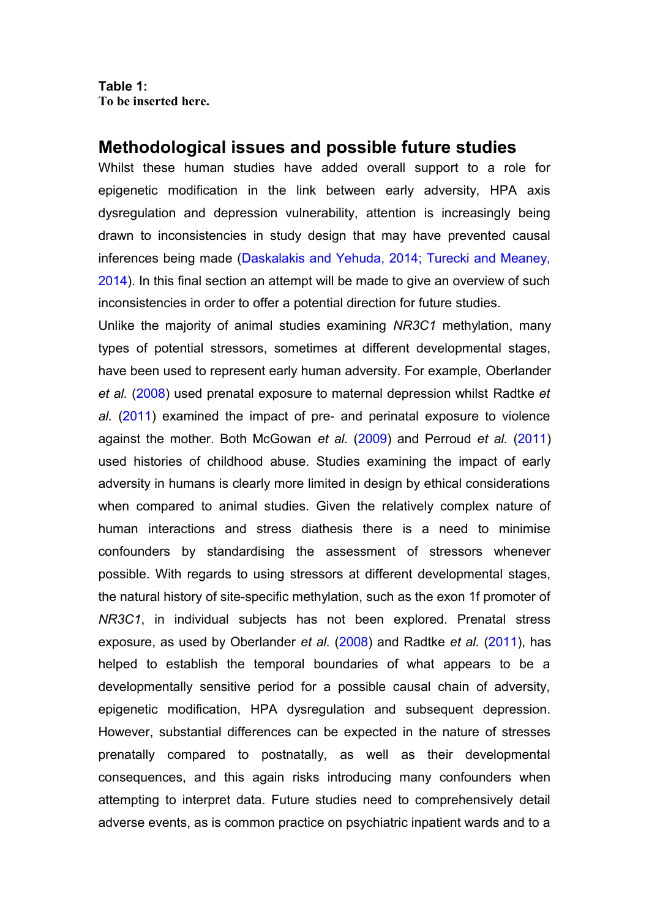**Table 1:**
**To be inserted here.**

## Methodological issues and possible future studies

Whilst these human studies have added overall support to a role for epigenetic modification in the link between early adversity, HPA axis dysregulation and depression vulnerability, attention is increasingly being drawn to inconsistencies in study design that may have prevented causal inferences being made (Daskalakis and Yehuda, 2014; Turecki and Meaney, 2014). In this final section an attempt will be made to give an overview of such inconsistencies in order to offer a potential direction for future studies.

Unlike the majority of animal studies examining *NR3C1* methylation, many types of potential stressors, sometimes at different developmental stages, have been used to represent early human adversity. For example, Oberlander *et al.* (2008) used prenatal exposure to maternal depression whilst Radtke *et al.* (2011) examined the impact of pre- and perinatal exposure to violence against the mother. Both McGowan *et al.* (2009) and Perroud *et al.* (2011) used histories of childhood abuse. Studies examining the impact of early adversity in humans is clearly more limited in design by ethical considerations when compared to animal studies. Given the relatively complex nature of human interactions and stress diathesis there is a need to minimise confounders by standardising the assessment of stressors whenever possible. With regards to using stressors at different developmental stages, the natural history of site-specific methylation, such as the exon 1f promoter of *NR3C1*, in individual subjects has not been explored. Prenatal stress exposure, as used by Oberlander *et al.* (2008) and Radtke *et al.* (2011), has helped to establish the temporal boundaries of what appears to be a developmentally sensitive period for a possible causal chain of adversity, epigenetic modification, HPA dysregulation and subsequent depression. However, substantial differences can be expected in the nature of stresses prenatally compared to postnatally, as well as their developmental consequences, and this again risks introducing many confounders when attempting to interpret data. Future studies need to comprehensively detail adverse events, as is common practice on psychiatric inpatient wards and to a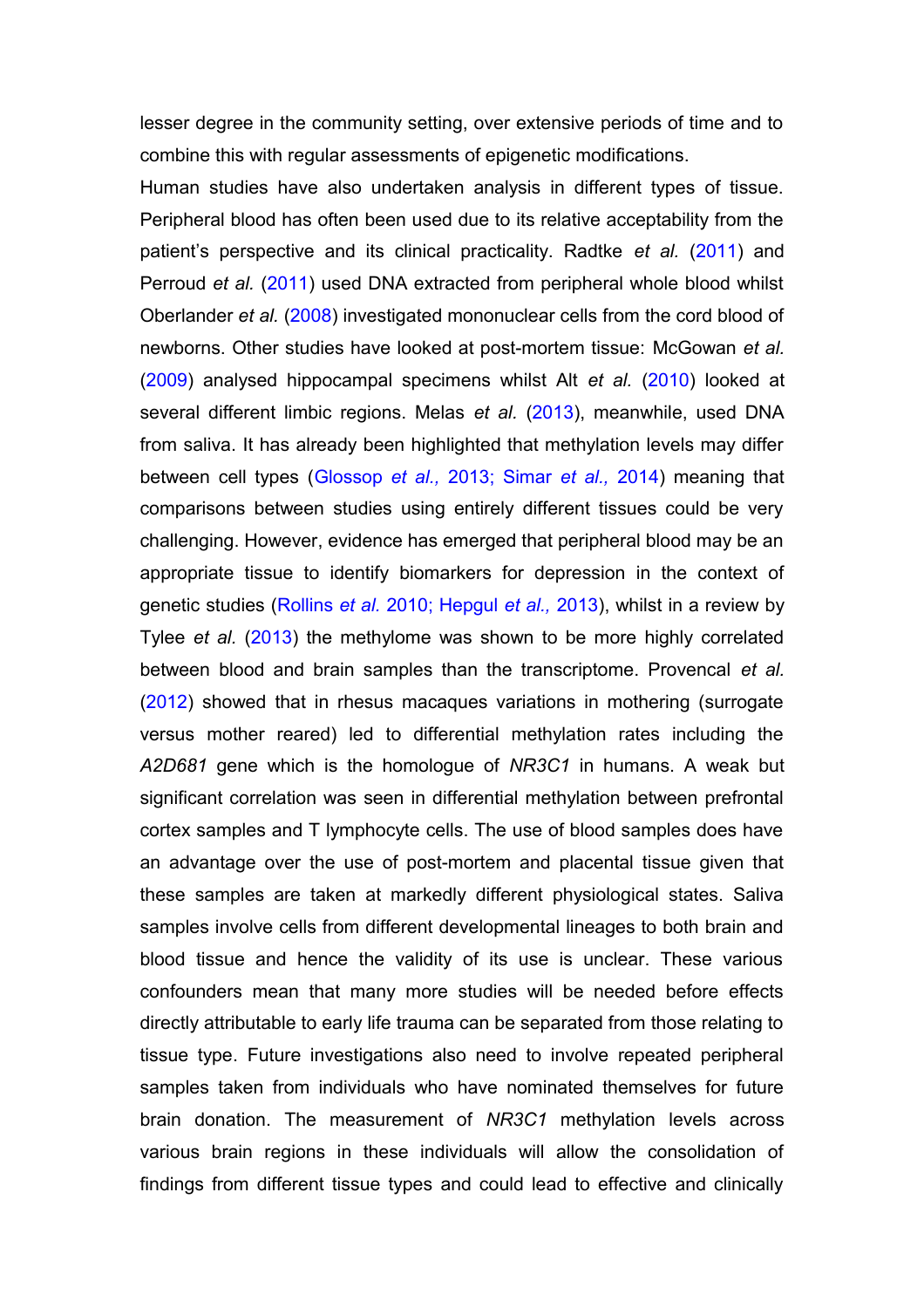lesser degree in the community setting, over extensive periods of time and to combine this with regular assessments of epigenetic modifications.

Human studies have also undertaken analysis in different types of tissue. Peripheral blood has often been used due to its relative acceptability from the patient's perspective and its clinical practicality. Radtke *et al.* (2011) and Perroud *et al.* (2011) used DNA extracted from peripheral whole blood whilst Oberlander *et al.* (2008) investigated mononuclear cells from the cord blood of newborns. Other studies have looked at post-mortem tissue: McGowan *et al.* (2009) analysed hippocampal specimens whilst Alt *et al.* (2010) looked at several different limbic regions. Melas *et al.* (2013), meanwhile, used DNA from saliva. It has already been highlighted that methylation levels may differ between cell types (Glossop *et al.,* 2013; Simar *et al.,* 2014) meaning that comparisons between studies using entirely different tissues could be very challenging. However, evidence has emerged that peripheral blood may be an appropriate tissue to identify biomarkers for depression in the context of genetic studies (Rollins *et al.* 2010; Hepgul *et al.,* 2013), whilst in a review by Tylee *et al.* (2013) the methylome was shown to be more highly correlated between blood and brain samples than the transcriptome. Provencal *et al.* (2012) showed that in rhesus macaques variations in mothering (surrogate versus mother reared) led to differential methylation rates including the *A2D681* gene which is the homologue of *NR3C1* in humans. A weak but significant correlation was seen in differential methylation between prefrontal cortex samples and T lymphocyte cells. The use of blood samples does have an advantage over the use of post-mortem and placental tissue given that these samples are taken at markedly different physiological states. Saliva samples involve cells from different developmental lineages to both brain and blood tissue and hence the validity of its use is unclear. These various confounders mean that many more studies will be needed before effects directly attributable to early life trauma can be separated from those relating to tissue type. Future investigations also need to involve repeated peripheral samples taken from individuals who have nominated themselves for future brain donation. The measurement of *NR3C1* methylation levels across various brain regions in these individuals will allow the consolidation of findings from different tissue types and could lead to effective and clinically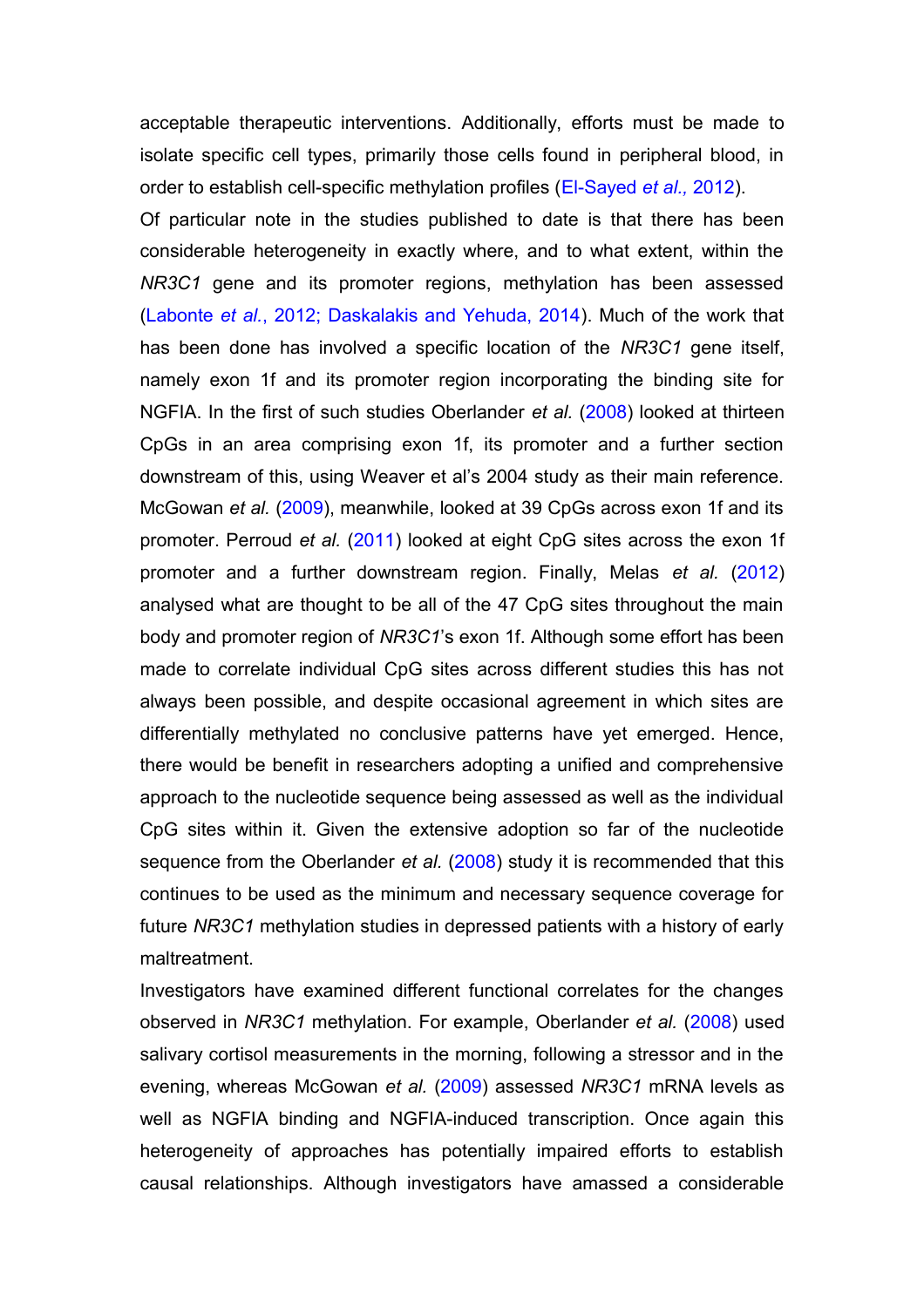acceptable therapeutic interventions. Additionally, efforts must be made to isolate specific cell types, primarily those cells found in peripheral blood, in order to establish cell-specific methylation profiles (El-Sayed *et al.,* 2012).

Of particular note in the studies published to date is that there has been considerable heterogeneity in exactly where, and to what extent, within the *NR3C1* gene and its promoter regions, methylation has been assessed (Labonte *et al.*, 2012; Daskalakis and Yehuda, 2014). Much of the work that has been done has involved a specific location of the *NR3C1* gene itself, namely exon 1f and its promoter region incorporating the binding site for NGFIA. In the first of such studies Oberlander *et al.* (2008) looked at thirteen CpGs in an area comprising exon 1f, its promoter and a further section downstream of this, using Weaver et al's 2004 study as their main reference. McGowan *et al.* (2009), meanwhile, looked at 39 CpGs across exon 1f and its promoter. Perroud *et al.* (2011) looked at eight CpG sites across the exon 1f promoter and a further downstream region. Finally, Melas *et al.* (2012) analysed what are thought to be all of the 47 CpG sites throughout the main body and promoter region of *NR3C1*'s exon 1f. Although some effort has been made to correlate individual CpG sites across different studies this has not always been possible, and despite occasional agreement in which sites are differentially methylated no conclusive patterns have yet emerged. Hence, there would be benefit in researchers adopting a unified and comprehensive approach to the nucleotide sequence being assessed as well as the individual CpG sites within it. Given the extensive adoption so far of the nucleotide sequence from the Oberlander *et al.* (2008) study it is recommended that this continues to be used as the minimum and necessary sequence coverage for future *NR3C1* methylation studies in depressed patients with a history of early maltreatment.

Investigators have examined different functional correlates for the changes observed in *NR3C1* methylation. For example, Oberlander *et al.* (2008) used salivary cortisol measurements in the morning, following a stressor and in the evening, whereas McGowan *et al.* (2009) assessed *NR3C1* mRNA levels as well as NGFIA binding and NGFIA-induced transcription. Once again this heterogeneity of approaches has potentially impaired efforts to establish causal relationships. Although investigators have amassed a considerable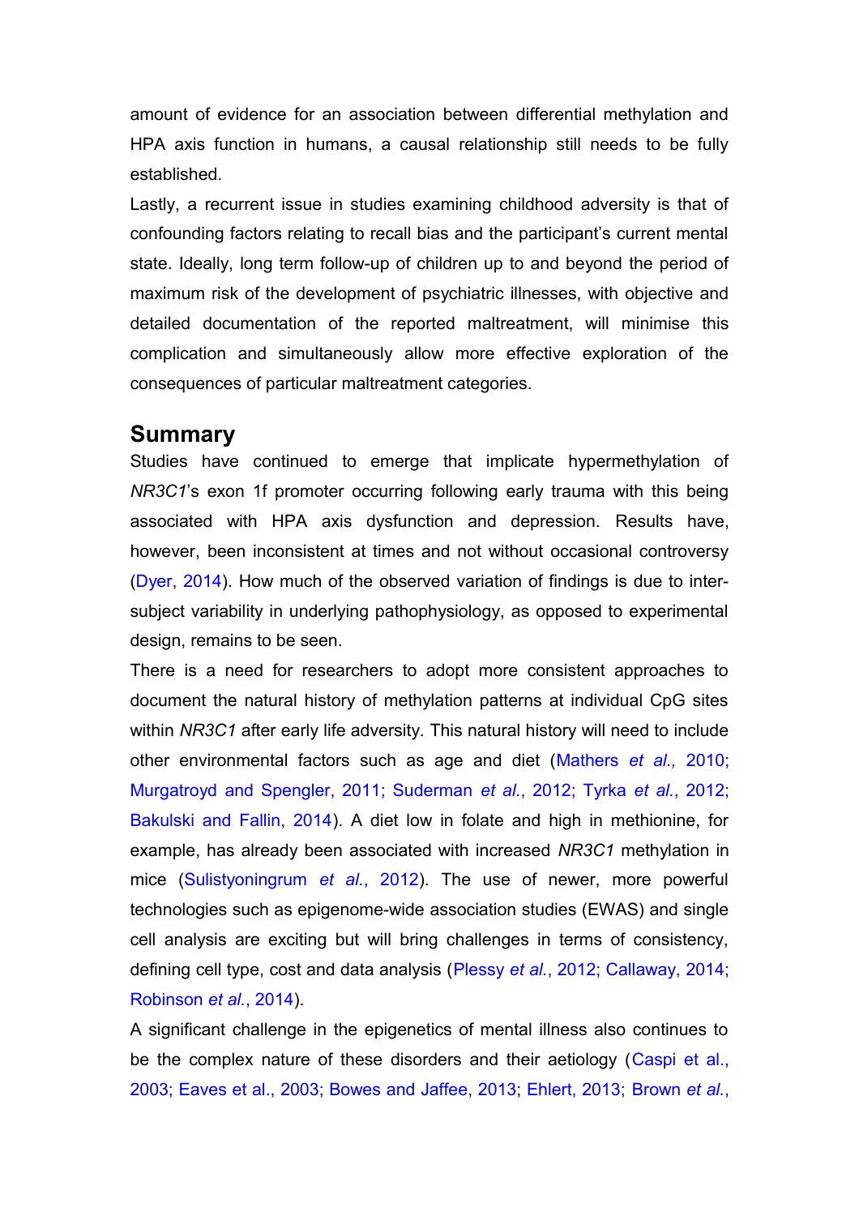amount of evidence for an association between differential methylation and HPA axis function in humans, a causal relationship still needs to be fully established.

Lastly, a recurrent issue in studies examining childhood adversity is that of confounding factors relating to recall bias and the participant's current mental state. Ideally, long term follow-up of children up to and beyond the period of maximum risk of the development of psychiatric illnesses, with objective and detailed documentation of the reported maltreatment, will minimise this complication and simultaneously allow more effective exploration of the consequences of particular maltreatment categories.

## Summary

Studies have continued to emerge that implicate hypermethylation of *NR3C1*'s exon 1f promoter occurring following early trauma with this being associated with HPA axis dysfunction and depression. Results have, however, been inconsistent at times and not without occasional controversy (Dyer, 2014). How much of the observed variation of findings is due to inter-subject variability in underlying pathophysiology, as opposed to experimental design, remains to be seen.

There is a need for researchers to adopt more consistent approaches to document the natural history of methylation patterns at individual CpG sites within *NR3C1* after early life adversity. This natural history will need to include other environmental factors such as age and diet (Mathers *et al.,* 2010; Murgatroyd and Spengler, 2011; Suderman *et al.*, 2012; Tyrka *et al.*, 2012; Bakulski and Fallin, 2014). A diet low in folate and high in methionine, for example, has already been associated with increased *NR3C1* methylation in mice (Sulistyoningrum *et al.*, 2012). The use of newer, more powerful technologies such as epigenome-wide association studies (EWAS) and single cell analysis are exciting but will bring challenges in terms of consistency, defining cell type, cost and data analysis (Plessy *et al.*, 2012; Callaway, 2014; Robinson *et al.*, 2014).

A significant challenge in the epigenetics of mental illness also continues to be the complex nature of these disorders and their aetiology (Caspi et al., 2003; Eaves et al., 2003; Bowes and Jaffee, 2013; Ehlert, 2013; Brown *et al.*,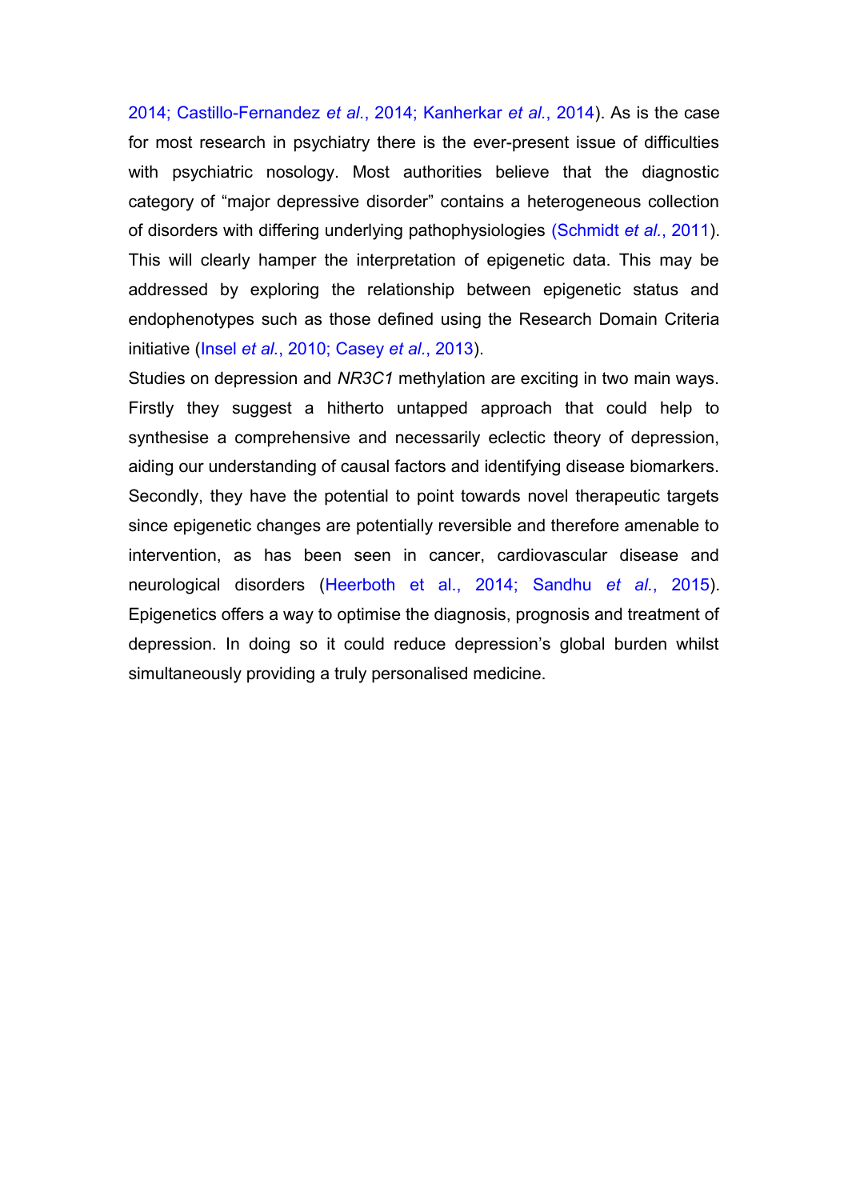2014; Castillo-Fernandez *et al*., 2014; Kanherkar *et al*., 2014). As is the case for most research in psychiatry there is the ever-present issue of difficulties with psychiatric nosology. Most authorities believe that the diagnostic category of "major depressive disorder" contains a heterogeneous collection of disorders with differing underlying pathophysiologies (Schmidt *et al*., 2011). This will clearly hamper the interpretation of epigenetic data. This may be addressed by exploring the relationship between epigenetic status and endophenotypes such as those defined using the Research Domain Criteria initiative (Insel *et al*., 2010; Casey *et al*., 2013).

Studies on depression and *NR3C1* methylation are exciting in two main ways. Firstly they suggest a hitherto untapped approach that could help to synthesise a comprehensive and necessarily eclectic theory of depression, aiding our understanding of causal factors and identifying disease biomarkers. Secondly, they have the potential to point towards novel therapeutic targets since epigenetic changes are potentially reversible and therefore amenable to intervention, as has been seen in cancer, cardiovascular disease and neurological disorders (Heerboth et al., 2014; Sandhu *et al*., 2015). Epigenetics offers a way to optimise the diagnosis, prognosis and treatment of depression. In doing so it could reduce depression's global burden whilst simultaneously providing a truly personalised medicine.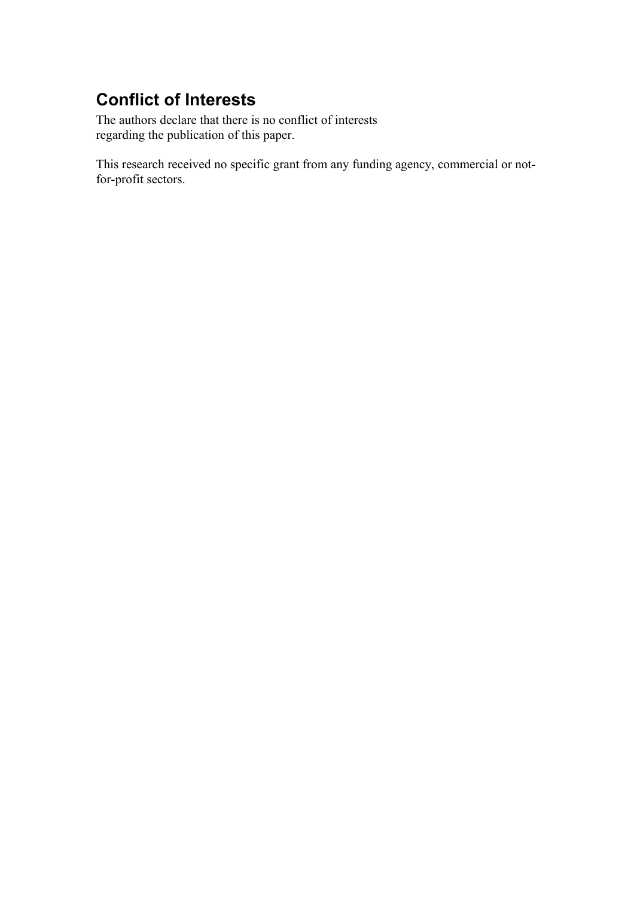## Conflict of Interests

The authors declare that there is no conflict of interests regarding the publication of this paper.

This research received no specific grant from any funding agency, commercial or not-for-profit sectors.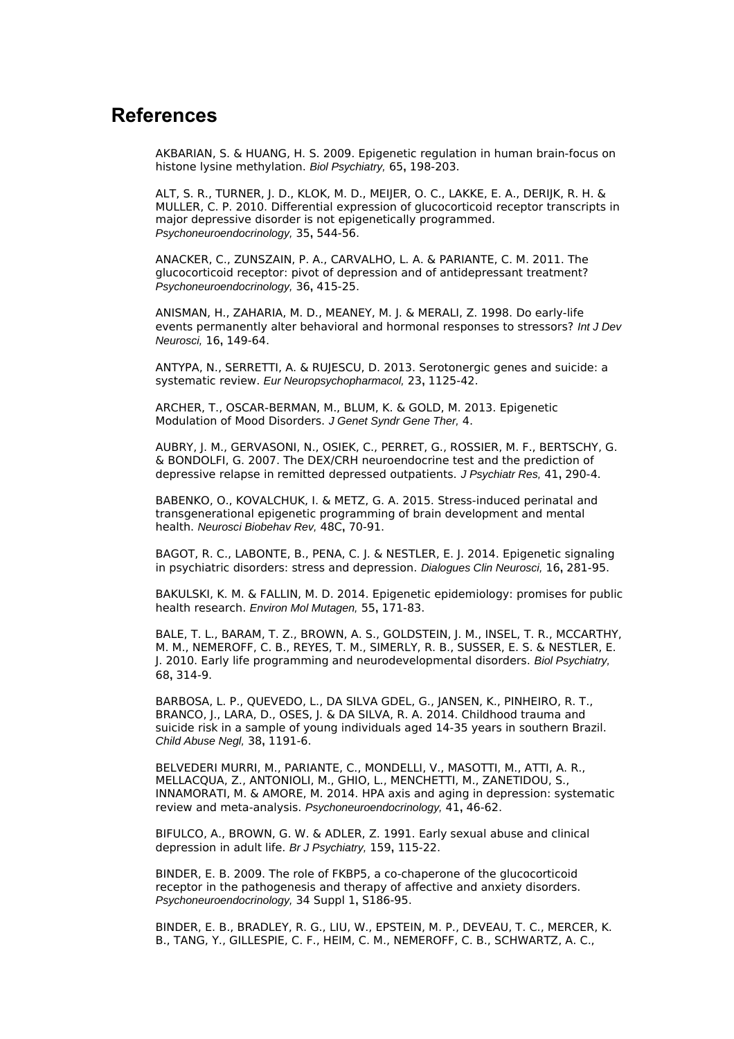# References

AKBARIAN, S. & HUANG, H. S. 2009. Epigenetic regulation in human brain-focus on histone lysine methylation. *Biol Psychiatry,* 65**,** 198-203.

ALT, S. R., TURNER, J. D., KLOK, M. D., MEIJER, O. C., LAKKE, E. A., DERIJK, R. H. & MULLER, C. P. 2010. Differential expression of glucocorticoid receptor transcripts in major depressive disorder is not epigenetically programmed. *Psychoneuroendocrinology,* 35**,** 544-56.

ANACKER, C., ZUNSZAIN, P. A., CARVALHO, L. A. & PARIANTE, C. M. 2011. The glucocorticoid receptor: pivot of depression and of antidepressant treatment? *Psychoneuroendocrinology,* 36**,** 415-25.

ANISMAN, H., ZAHARIA, M. D., MEANEY, M. J. & MERALI, Z. 1998. Do early-life events permanently alter behavioral and hormonal responses to stressors? *Int J Dev Neurosci,* 16**,** 149-64.

ANTYPA, N., SERRETTI, A. & RUJESCU, D. 2013. Serotonergic genes and suicide: a systematic review. *Eur Neuropsychopharmacol,* 23**,** 1125-42.

ARCHER, T., OSCAR-BERMAN, M., BLUM, K. & GOLD, M. 2013. Epigenetic Modulation of Mood Disorders. *J Genet Syndr Gene Ther,* 4.

AUBRY, J. M., GERVASONI, N., OSIEK, C., PERRET, G., ROSSIER, M. F., BERTSCHY, G. & BONDOLFI, G. 2007. The DEX/CRH neuroendocrine test and the prediction of depressive relapse in remitted depressed outpatients. *J Psychiatr Res,* 41**,** 290-4.

BABENKO, O., KOVALCHUK, I. & METZ, G. A. 2015. Stress-induced perinatal and transgenerational epigenetic programming of brain development and mental health. *Neurosci Biobehav Rev,* 48C**,** 70-91.

BAGOT, R. C., LABONTE, B., PENA, C. J. & NESTLER, E. J. 2014. Epigenetic signaling in psychiatric disorders: stress and depression. *Dialogues Clin Neurosci,* 16**,** 281-95.

BAKULSKI, K. M. & FALLIN, M. D. 2014. Epigenetic epidemiology: promises for public health research. *Environ Mol Mutagen,* 55**,** 171-83.

BALE, T. L., BARAM, T. Z., BROWN, A. S., GOLDSTEIN, J. M., INSEL, T. R., MCCARTHY, M. M., NEMEROFF, C. B., REYES, T. M., SIMERLY, R. B., SUSSER, E. S. & NESTLER, E. J. 2010. Early life programming and neurodevelopmental disorders. *Biol Psychiatry,* 68**,** 314-9.

BARBOSA, L. P., QUEVEDO, L., DA SILVA GDEL, G., JANSEN, K., PINHEIRO, R. T., BRANCO, J., LARA, D., OSES, J. & DA SILVA, R. A. 2014. Childhood trauma and suicide risk in a sample of young individuals aged 14-35 years in southern Brazil. *Child Abuse Negl,* 38**,** 1191-6.

BELVEDERI MURRI, M., PARIANTE, C., MONDELLI, V., MASOTTI, M., ATTI, A. R., MELLACQUA, Z., ANTONIOLI, M., GHIO, L., MENCHETTI, M., ZANETIDOU, S., INNAMORATI, M. & AMORE, M. 2014. HPA axis and aging in depression: systematic review and meta-analysis. *Psychoneuroendocrinology,* 41**,** 46-62.

BIFULCO, A., BROWN, G. W. & ADLER, Z. 1991. Early sexual abuse and clinical depression in adult life. *Br J Psychiatry,* 159**,** 115-22.

BINDER, E. B. 2009. The role of FKBP5, a co-chaperone of the glucocorticoid receptor in the pathogenesis and therapy of affective and anxiety disorders. *Psychoneuroendocrinology,* 34 Suppl 1**,** S186-95.

BINDER, E. B., BRADLEY, R. G., LIU, W., EPSTEIN, M. P., DEVEAU, T. C., MERCER, K. B., TANG, Y., GILLESPIE, C. F., HEIM, C. M., NEMEROFF, C. B., SCHWARTZ, A. C.,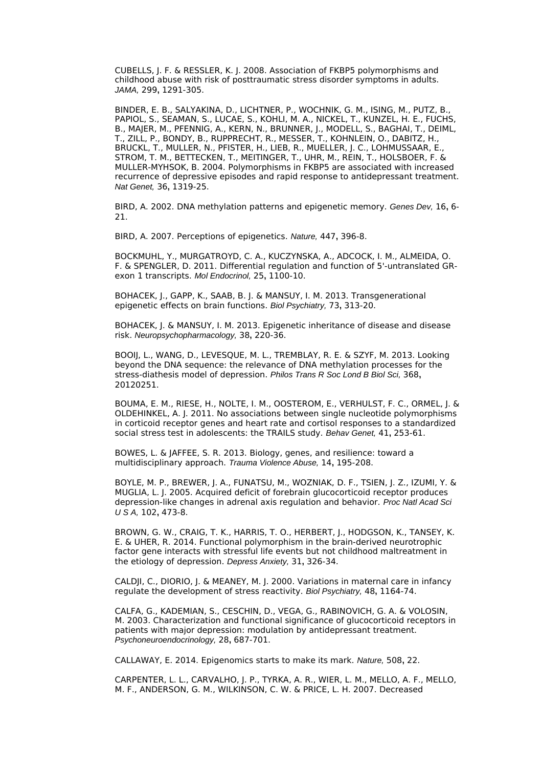CUBELLS, J. F. & RESSLER, K. J. 2008. Association of FKBP5 polymorphisms and childhood abuse with risk of posttraumatic stress disorder symptoms in adults. *JAMA,* 299**,** 1291-305.

BINDER, E. B., SALYAKINA, D., LICHTNER, P., WOCHNIK, G. M., ISING, M., PUTZ, B., PAPIOL, S., SEAMAN, S., LUCAE, S., KOHLI, M. A., NICKEL, T., KUNZEL, H. E., FUCHS, B., MAJER, M., PFENNIG, A., KERN, N., BRUNNER, J., MODELL, S., BAGHAI, T., DEIML, T., ZILL, P., BONDY, B., RUPPRECHT, R., MESSER, T., KOHNLEIN, O., DABITZ, H., BRUCKL, T., MULLER, N., PFISTER, H., LIEB, R., MUELLER, J. C., LOHMUSSAAR, E., STROM, T. M., BETTECKEN, T., MEITINGER, T., UHR, M., REIN, T., HOLSBOER, F. & MULLER-MYHSOK, B. 2004. Polymorphisms in FKBP5 are associated with increased recurrence of depressive episodes and rapid response to antidepressant treatment. *Nat Genet,* 36**,** 1319-25.

BIRD, A. 2002. DNA methylation patterns and epigenetic memory. *Genes Dev,* 16**,** 6-21.

BIRD, A. 2007. Perceptions of epigenetics. *Nature,* 447**,** 396-8.

BOCKMUHL, Y., MURGATROYD, C. A., KUCZYNSKA, A., ADCOCK, I. M., ALMEIDA, O. F. & SPENGLER, D. 2011. Differential regulation and function of 5'-untranslated GR-exon 1 transcripts. *Mol Endocrinol,* 25**,** 1100-10.

BOHACEK, J., GAPP, K., SAAB, B. J. & MANSUY, I. M. 2013. Transgenerational epigenetic effects on brain functions. *Biol Psychiatry,* 73**,** 313-20.

BOHACEK, J. & MANSUY, I. M. 2013. Epigenetic inheritance of disease and disease risk. *Neuropsychopharmacology,* 38**,** 220-36.

BOOIJ, L., WANG, D., LEVESQUE, M. L., TREMBLAY, R. E. & SZYF, M. 2013. Looking beyond the DNA sequence: the relevance of DNA methylation processes for the stress-diathesis model of depression. *Philos Trans R Soc Lond B Biol Sci,* 368**,** 20120251.

BOUMA, E. M., RIESE, H., NOLTE, I. M., OOSTEROM, E., VERHULST, F. C., ORMEL, J. & OLDEHINKEL, A. J. 2011. No associations between single nucleotide polymorphisms in corticoid receptor genes and heart rate and cortisol responses to a standardized social stress test in adolescents: the TRAILS study. *Behav Genet,* 41**,** 253-61.

BOWES, L. & JAFFEE, S. R. 2013. Biology, genes, and resilience: toward a multidisciplinary approach. *Trauma Violence Abuse,* 14**,** 195-208.

BOYLE, M. P., BREWER, J. A., FUNATSU, M., WOZNIAK, D. F., TSIEN, J. Z., IZUMI, Y. & MUGLIA, L. J. 2005. Acquired deficit of forebrain glucocorticoid receptor produces depression-like changes in adrenal axis regulation and behavior. *Proc Natl Acad Sci U S A,* 102**,** 473-8.

BROWN, G. W., CRAIG, T. K., HARRIS, T. O., HERBERT, J., HODGSON, K., TANSEY, K. E. & UHER, R. 2014. Functional polymorphism in the brain-derived neurotrophic factor gene interacts with stressful life events but not childhood maltreatment in the etiology of depression. *Depress Anxiety,* 31**,** 326-34.

CALDJI, C., DIORIO, J. & MEANEY, M. J. 2000. Variations in maternal care in infancy regulate the development of stress reactivity. *Biol Psychiatry,* 48**,** 1164-74.

CALFA, G., KADEMIAN, S., CESCHIN, D., VEGA, G., RABINOVICH, G. A. & VOLOSIN, M. 2003. Characterization and functional significance of glucocorticoid receptors in patients with major depression: modulation by antidepressant treatment. *Psychoneuroendocrinology,* 28**,** 687-701.

CALLAWAY, E. 2014. Epigenomics starts to make its mark. *Nature,* 508**,** 22.

CARPENTER, L. L., CARVALHO, J. P., TYRKA, A. R., WIER, L. M., MELLO, A. F., MELLO, M. F., ANDERSON, G. M., WILKINSON, C. W. & PRICE, L. H. 2007. Decreased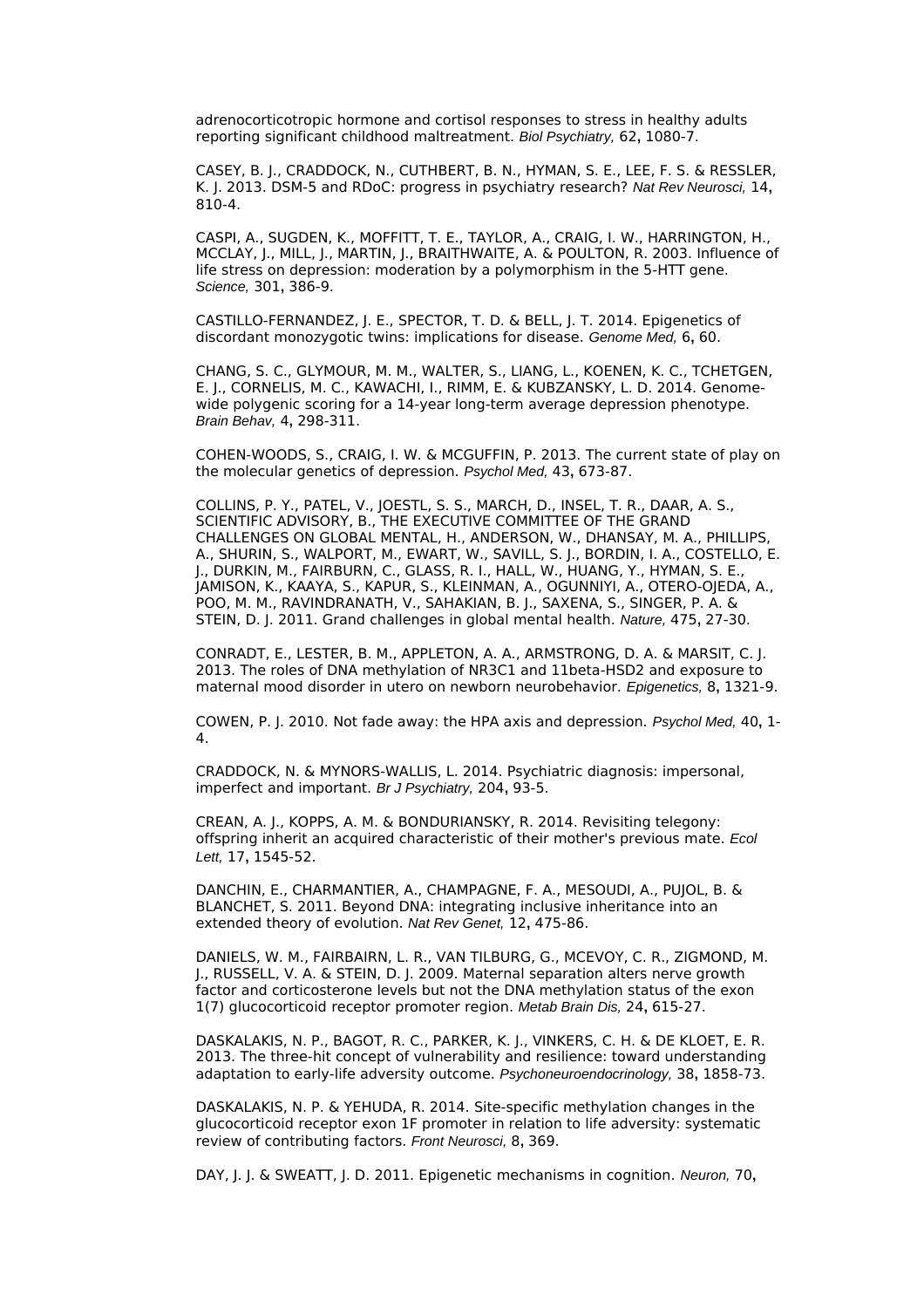adrenocorticotropic hormone and cortisol responses to stress in healthy adults reporting significant childhood maltreatment. *Biol Psychiatry,* 62**,** 1080-7.

CASEY, B. J., CRADDOCK, N., CUTHBERT, B. N., HYMAN, S. E., LEE, F. S. & RESSLER, K. J. 2013. DSM-5 and RDoC: progress in psychiatry research? *Nat Rev Neurosci,* 14**,** 810-4.

CASPI, A., SUGDEN, K., MOFFITT, T. E., TAYLOR, A., CRAIG, I. W., HARRINGTON, H., MCCLAY, J., MILL, J., MARTIN, J., BRAITHWAITE, A. & POULTON, R. 2003. Influence of life stress on depression: moderation by a polymorphism in the 5-HTT gene. *Science,* 301**,** 386-9.

CASTILLO-FERNANDEZ, J. E., SPECTOR, T. D. & BELL, J. T. 2014. Epigenetics of discordant monozygotic twins: implications for disease. *Genome Med,* 6**,** 60.

CHANG, S. C., GLYMOUR, M. M., WALTER, S., LIANG, L., KOENEN, K. C., TCHETGEN, E. J., CORNELIS, M. C., KAWACHI, I., RIMM, E. & KUBZANSKY, L. D. 2014. Genome-wide polygenic scoring for a 14-year long-term average depression phenotype. *Brain Behav,* 4**,** 298-311.

COHEN-WOODS, S., CRAIG, I. W. & MCGUFFIN, P. 2013. The current state of play on the molecular genetics of depression. *Psychol Med,* 43**,** 673-87.

COLLINS, P. Y., PATEL, V., JOESTL, S. S., MARCH, D., INSEL, T. R., DAAR, A. S., SCIENTIFIC ADVISORY, B., THE EXECUTIVE COMMITTEE OF THE GRAND CHALLENGES ON GLOBAL MENTAL, H., ANDERSON, W., DHANSAY, M. A., PHILLIPS, A., SHURIN, S., WALPORT, M., EWART, W., SAVILL, S. J., BORDIN, I. A., COSTELLO, E. J., DURKIN, M., FAIRBURN, C., GLASS, R. I., HALL, W., HUANG, Y., HYMAN, S. E., JAMISON, K., KAAYA, S., KAPUR, S., KLEINMAN, A., OGUNNIYI, A., OTERO-OJEDA, A., POO, M. M., RAVINDRANATH, V., SAHAKIAN, B. J., SAXENA, S., SINGER, P. A. & STEIN, D. J. 2011. Grand challenges in global mental health. *Nature,* 475**,** 27-30.

CONRADT, E., LESTER, B. M., APPLETON, A. A., ARMSTRONG, D. A. & MARSIT, C. J. 2013. The roles of DNA methylation of NR3C1 and 11beta-HSD2 and exposure to maternal mood disorder in utero on newborn neurobehavior. *Epigenetics,* 8**,** 1321-9.

COWEN, P. J. 2010. Not fade away: the HPA axis and depression. *Psychol Med,* 40**,** 1-4.

CRADDOCK, N. & MYNORS-WALLIS, L. 2014. Psychiatric diagnosis: impersonal, imperfect and important. *Br J Psychiatry,* 204**,** 93-5.

CREAN, A. J., KOPPS, A. M. & BONDURIANSKY, R. 2014. Revisiting telegony: offspring inherit an acquired characteristic of their mother's previous mate. *Ecol Lett,* 17**,** 1545-52.

DANCHIN, E., CHARMANTIER, A., CHAMPAGNE, F. A., MESOUDI, A., PUJOL, B. & BLANCHET, S. 2011. Beyond DNA: integrating inclusive inheritance into an extended theory of evolution. *Nat Rev Genet,* 12**,** 475-86.

DANIELS, W. M., FAIRBAIRN, L. R., VAN TILBURG, G., MCEVOY, C. R., ZIGMOND, M. J., RUSSELL, V. A. & STEIN, D. J. 2009. Maternal separation alters nerve growth factor and corticosterone levels but not the DNA methylation status of the exon 1(7) glucocorticoid receptor promoter region. *Metab Brain Dis,* 24**,** 615-27.

DASKALAKIS, N. P., BAGOT, R. C., PARKER, K. J., VINKERS, C. H. & DE KLOET, E. R. 2013. The three-hit concept of vulnerability and resilience: toward understanding adaptation to early-life adversity outcome. *Psychoneuroendocrinology,* 38**,** 1858-73.

DASKALAKIS, N. P. & YEHUDA, R. 2014. Site-specific methylation changes in the glucocorticoid receptor exon 1F promoter in relation to life adversity: systematic review of contributing factors. *Front Neurosci,* 8**,** 369.

DAY, J. J. & SWEATT, J. D. 2011. Epigenetic mechanisms in cognition. *Neuron,* 70**,**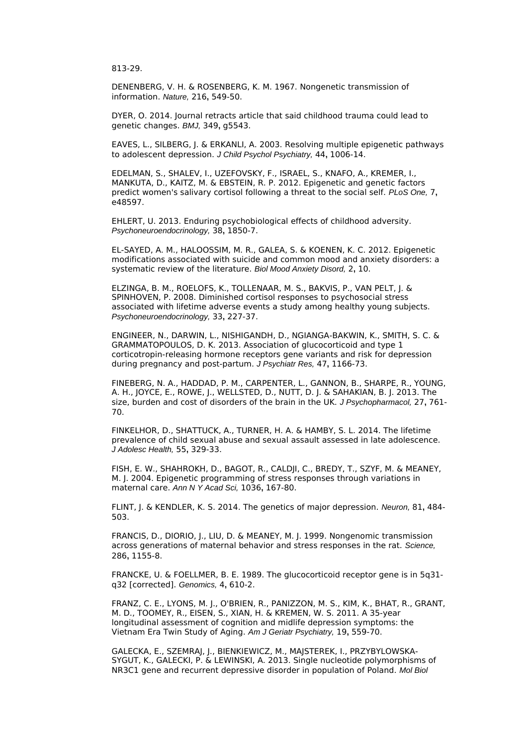813-29.

DENENBERG, V. H. & ROSENBERG, K. M. 1967. Nongenetic transmission of information. *Nature,* 216**,** 549-50.

DYER, O. 2014. Journal retracts article that said childhood trauma could lead to genetic changes. *BMJ,* 349**,** g5543.

EAVES, L., SILBERG, J. & ERKANLI, A. 2003. Resolving multiple epigenetic pathways to adolescent depression. *J Child Psychol Psychiatry,* 44**,** 1006-14.

EDELMAN, S., SHALEV, I., UZEFOVSKY, F., ISRAEL, S., KNAFO, A., KREMER, I., MANKUTA, D., KAITZ, M. & EBSTEIN, R. P. 2012. Epigenetic and genetic factors predict women's salivary cortisol following a threat to the social self. *PLoS One,* 7**,** e48597.

EHLERT, U. 2013. Enduring psychobiological effects of childhood adversity. *Psychoneuroendocrinology,* 38**,** 1850-7.

EL-SAYED, A. M., HALOOSSIM, M. R., GALEA, S. & KOENEN, K. C. 2012. Epigenetic modifications associated with suicide and common mood and anxiety disorders: a systematic review of the literature. *Biol Mood Anxiety Disord,* 2**,** 10.

ELZINGA, B. M., ROELOFS, K., TOLLENAAR, M. S., BAKVIS, P., VAN PELT, J. & SPINHOVEN, P. 2008. Diminished cortisol responses to psychosocial stress associated with lifetime adverse events a study among healthy young subjects. *Psychoneuroendocrinology,* 33**,** 227-37.

ENGINEER, N., DARWIN, L., NISHIGANDH, D., NGIANGA-BAKWIN, K., SMITH, S. C. & GRAMMATOPOULOS, D. K. 2013. Association of glucocorticoid and type 1 corticotropin-releasing hormone receptors gene variants and risk for depression during pregnancy and post-partum. *J Psychiatr Res,* 47**,** 1166-73.

FINEBERG, N. A., HADDAD, P. M., CARPENTER, L., GANNON, B., SHARPE, R., YOUNG, A. H., JOYCE, E., ROWE, J., WELLSTED, D., NUTT, D. J. & SAHAKIAN, B. J. 2013. The size, burden and cost of disorders of the brain in the UK. *J Psychopharmacol,* 27**,** 761-70.

FINKELHOR, D., SHATTUCK, A., TURNER, H. A. & HAMBY, S. L. 2014. The lifetime prevalence of child sexual abuse and sexual assault assessed in late adolescence. *J Adolesc Health,* 55**,** 329-33.

FISH, E. W., SHAHROKH, D., BAGOT, R., CALDJI, C., BREDY, T., SZYF, M. & MEANEY, M. J. 2004. Epigenetic programming of stress responses through variations in maternal care. *Ann N Y Acad Sci,* 1036**,** 167-80.

FLINT, J. & KENDLER, K. S. 2014. The genetics of major depression. *Neuron,* 81**,** 484-503.

FRANCIS, D., DIORIO, J., LIU, D. & MEANEY, M. J. 1999. Nongenomic transmission across generations of maternal behavior and stress responses in the rat. *Science,* 286**,** 1155-8.

FRANCKE, U. & FOELLMER, B. E. 1989. The glucocorticoid receptor gene is in 5q31-q32 [corrected]. *Genomics,* 4**,** 610-2.

FRANZ, C. E., LYONS, M. J., O'BRIEN, R., PANIZZON, M. S., KIM, K., BHAT, R., GRANT, M. D., TOOMEY, R., EISEN, S., XIAN, H. & KREMEN, W. S. 2011. A 35-year longitudinal assessment of cognition and midlife depression symptoms: the Vietnam Era Twin Study of Aging. *Am J Geriatr Psychiatry,* 19**,** 559-70.

GALECKA, E., SZEMRAJ, J., BIENKIEWICZ, M., MAJSTEREK, I., PRZYBYLOWSKA-SYGUT, K., GALECKI, P. & LEWINSKI, A. 2013. Single nucleotide polymorphisms of NR3C1 gene and recurrent depressive disorder in population of Poland. *Mol Biol*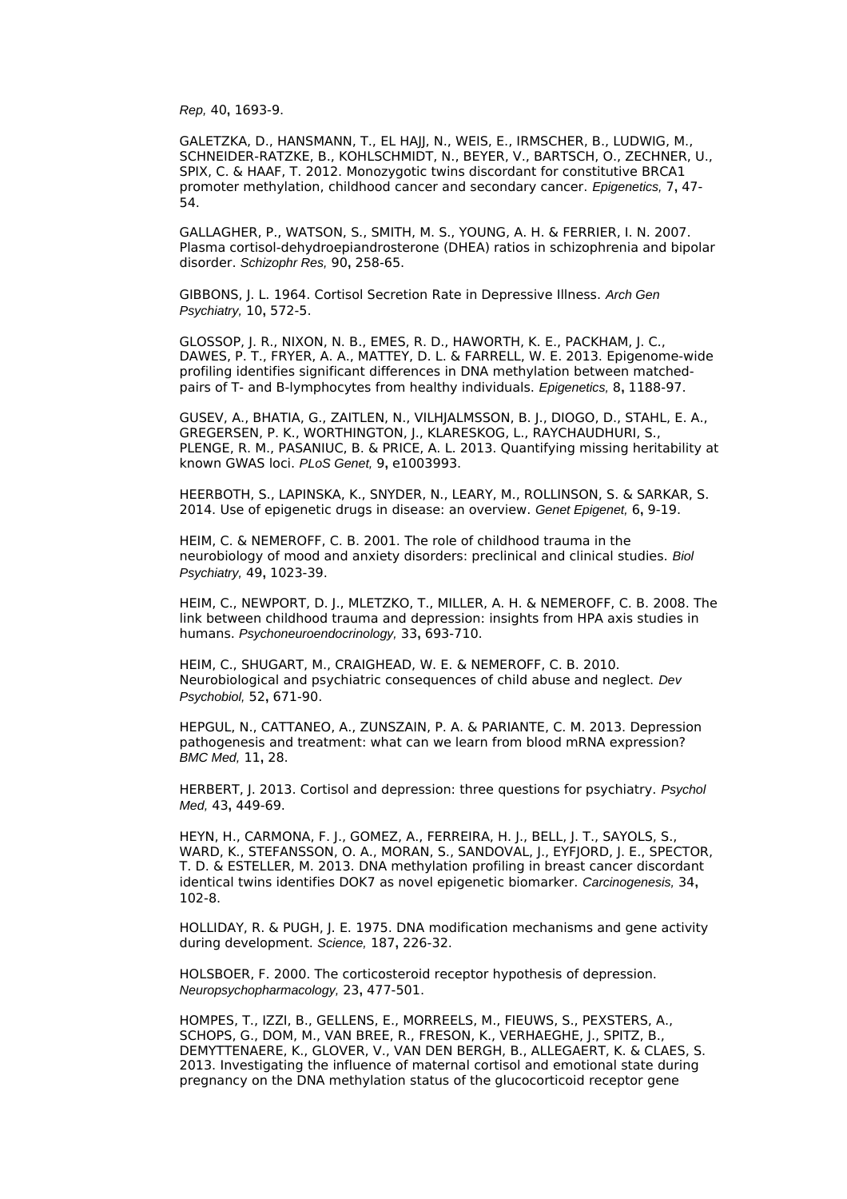*Rep,* 40**,** 1693-9.

GALETZKA, D., HANSMANN, T., EL HAJJ, N., WEIS, E., IRMSCHER, B., LUDWIG, M., SCHNEIDER-RATZKE, B., KOHLSCHMIDT, N., BEYER, V., BARTSCH, O., ZECHNER, U., SPIX, C. & HAAF, T. 2012. Monozygotic twins discordant for constitutive BRCA1 promoter methylation, childhood cancer and secondary cancer. *Epigenetics,* 7**,** 47-54.

GALLAGHER, P., WATSON, S., SMITH, M. S., YOUNG, A. H. & FERRIER, I. N. 2007. Plasma cortisol-dehydroepiandrosterone (DHEA) ratios in schizophrenia and bipolar disorder. *Schizophr Res,* 90**,** 258-65.

GIBBONS, J. L. 1964. Cortisol Secretion Rate in Depressive Illness. *Arch Gen Psychiatry,* 10**,** 572-5.

GLOSSOP, J. R., NIXON, N. B., EMES, R. D., HAWORTH, K. E., PACKHAM, J. C., DAWES, P. T., FRYER, A. A., MATTEY, D. L. & FARRELL, W. E. 2013. Epigenome-wide profiling identifies significant differences in DNA methylation between matched-pairs of T- and B-lymphocytes from healthy individuals. *Epigenetics,* 8**,** 1188-97.

GUSEV, A., BHATIA, G., ZAITLEN, N., VILHJALMSSON, B. J., DIOGO, D., STAHL, E. A., GREGERSEN, P. K., WORTHINGTON, J., KLARESKOG, L., RAYCHAUDHURI, S., PLENGE, R. M., PASANIUC, B. & PRICE, A. L. 2013. Quantifying missing heritability at known GWAS loci. *PLoS Genet,* 9**,** e1003993.

HEERBOTH, S., LAPINSKA, K., SNYDER, N., LEARY, M., ROLLINSON, S. & SARKAR, S. 2014. Use of epigenetic drugs in disease: an overview. *Genet Epigenet,* 6**,** 9-19.

HEIM, C. & NEMEROFF, C. B. 2001. The role of childhood trauma in the neurobiology of mood and anxiety disorders: preclinical and clinical studies. *Biol Psychiatry,* 49**,** 1023-39.

HEIM, C., NEWPORT, D. J., MLETZKO, T., MILLER, A. H. & NEMEROFF, C. B. 2008. The link between childhood trauma and depression: insights from HPA axis studies in humans. *Psychoneuroendocrinology,* 33**,** 693-710.

HEIM, C., SHUGART, M., CRAIGHEAD, W. E. & NEMEROFF, C. B. 2010. Neurobiological and psychiatric consequences of child abuse and neglect. *Dev Psychobiol,* 52**,** 671-90.

HEPGUL, N., CATTANEO, A., ZUNSZAIN, P. A. & PARIANTE, C. M. 2013. Depression pathogenesis and treatment: what can we learn from blood mRNA expression? *BMC Med,* 11**,** 28.

HERBERT, J. 2013. Cortisol and depression: three questions for psychiatry. *Psychol Med,* 43**,** 449-69.

HEYN, H., CARMONA, F. J., GOMEZ, A., FERREIRA, H. J., BELL, J. T., SAYOLS, S., WARD, K., STEFANSSON, O. A., MORAN, S., SANDOVAL, J., EYFJORD, J. E., SPECTOR, T. D. & ESTELLER, M. 2013. DNA methylation profiling in breast cancer discordant identical twins identifies DOK7 as novel epigenetic biomarker. *Carcinogenesis,* 34**,** 102-8.

HOLLIDAY, R. & PUGH, J. E. 1975. DNA modification mechanisms and gene activity during development. *Science,* 187**,** 226-32.

HOLSBOER, F. 2000. The corticosteroid receptor hypothesis of depression. *Neuropsychopharmacology,* 23**,** 477-501.

HOMPES, T., IZZI, B., GELLENS, E., MORREELS, M., FIEUWS, S., PEXSTERS, A., SCHOPS, G., DOM, M., VAN BREE, R., FRESON, K., VERHAEGHE, J., SPITZ, B., DEMYTTENAERE, K., GLOVER, V., VAN DEN BERGH, B., ALLEGAERT, K. & CLAES, S. 2013. Investigating the influence of maternal cortisol and emotional state during pregnancy on the DNA methylation status of the glucocorticoid receptor gene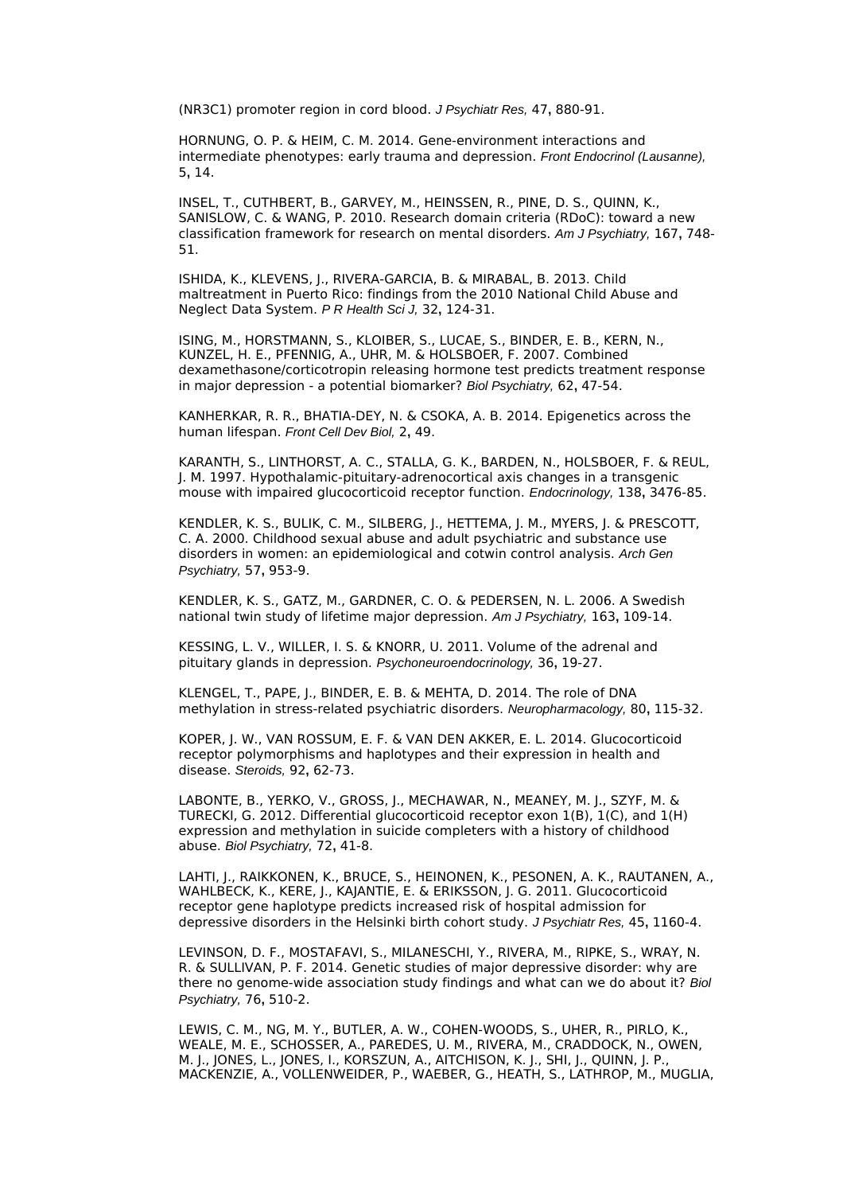(NR3C1) promoter region in cord blood. *J Psychiatr Res,* 47**,** 880-91.

HORNUNG, O. P. & HEIM, C. M. 2014. Gene-environment interactions and intermediate phenotypes: early trauma and depression. *Front Endocrinol (Lausanne),* 5**,** 14.

INSEL, T., CUTHBERT, B., GARVEY, M., HEINSSEN, R., PINE, D. S., QUINN, K., SANISLOW, C. & WANG, P. 2010. Research domain criteria (RDoC): toward a new classification framework for research on mental disorders. *Am J Psychiatry,* 167**,** 748-51.

ISHIDA, K., KLEVENS, J., RIVERA-GARCIA, B. & MIRABAL, B. 2013. Child maltreatment in Puerto Rico: findings from the 2010 National Child Abuse and Neglect Data System. *P R Health Sci J,* 32**,** 124-31.

ISING, M., HORSTMANN, S., KLOIBER, S., LUCAE, S., BINDER, E. B., KERN, N., KUNZEL, H. E., PFENNIG, A., UHR, M. & HOLSBOER, F. 2007. Combined dexamethasone/corticotropin releasing hormone test predicts treatment response in major depression - a potential biomarker? *Biol Psychiatry,* 62**,** 47-54.

KANHERKAR, R. R., BHATIA-DEY, N. & CSOKA, A. B. 2014. Epigenetics across the human lifespan. *Front Cell Dev Biol,* 2**,** 49.

KARANTH, S., LINTHORST, A. C., STALLA, G. K., BARDEN, N., HOLSBOER, F. & REUL, J. M. 1997. Hypothalamic-pituitary-adrenocortical axis changes in a transgenic mouse with impaired glucocorticoid receptor function. *Endocrinology,* 138**,** 3476-85.

KENDLER, K. S., BULIK, C. M., SILBERG, J., HETTEMA, J. M., MYERS, J. & PRESCOTT, C. A. 2000. Childhood sexual abuse and adult psychiatric and substance use disorders in women: an epidemiological and cotwin control analysis. *Arch Gen Psychiatry,* 57**,** 953-9.

KENDLER, K. S., GATZ, M., GARDNER, C. O. & PEDERSEN, N. L. 2006. A Swedish national twin study of lifetime major depression. *Am J Psychiatry,* 163**,** 109-14.

KESSING, L. V., WILLER, I. S. & KNORR, U. 2011. Volume of the adrenal and pituitary glands in depression. *Psychoneuroendocrinology,* 36**,** 19-27.

KLENGEL, T., PAPE, J., BINDER, E. B. & MEHTA, D. 2014. The role of DNA methylation in stress-related psychiatric disorders. *Neuropharmacology,* 80**,** 115-32.

KOPER, J. W., VAN ROSSUM, E. F. & VAN DEN AKKER, E. L. 2014. Glucocorticoid receptor polymorphisms and haplotypes and their expression in health and disease. *Steroids,* 92**,** 62-73.

LABONTE, B., YERKO, V., GROSS, J., MECHAWAR, N., MEANEY, M. J., SZYF, M. & TURECKI, G. 2012. Differential glucocorticoid receptor exon 1(B), 1(C), and 1(H) expression and methylation in suicide completers with a history of childhood abuse. *Biol Psychiatry,* 72**,** 41-8.

LAHTI, J., RAIKKONEN, K., BRUCE, S., HEINONEN, K., PESONEN, A. K., RAUTANEN, A., WAHLBECK, K., KERE, J., KAJANTIE, E. & ERIKSSON, J. G. 2011. Glucocorticoid receptor gene haplotype predicts increased risk of hospital admission for depressive disorders in the Helsinki birth cohort study. *J Psychiatr Res,* 45**,** 1160-4.

LEVINSON, D. F., MOSTAFAVI, S., MILANESCHI, Y., RIVERA, M., RIPKE, S., WRAY, N. R. & SULLIVAN, P. F. 2014. Genetic studies of major depressive disorder: why are there no genome-wide association study findings and what can we do about it? *Biol Psychiatry,* 76**,** 510-2.

LEWIS, C. M., NG, M. Y., BUTLER, A. W., COHEN-WOODS, S., UHER, R., PIRLO, K., WEALE, M. E., SCHOSSER, A., PAREDES, U. M., RIVERA, M., CRADDOCK, N., OWEN, M. J., JONES, L., JONES, I., KORSZUN, A., AITCHISON, K. J., SHI, J., QUINN, J. P., MACKENZIE, A., VOLLENWEIDER, P., WAEBER, G., HEATH, S., LATHROP, M., MUGLIA,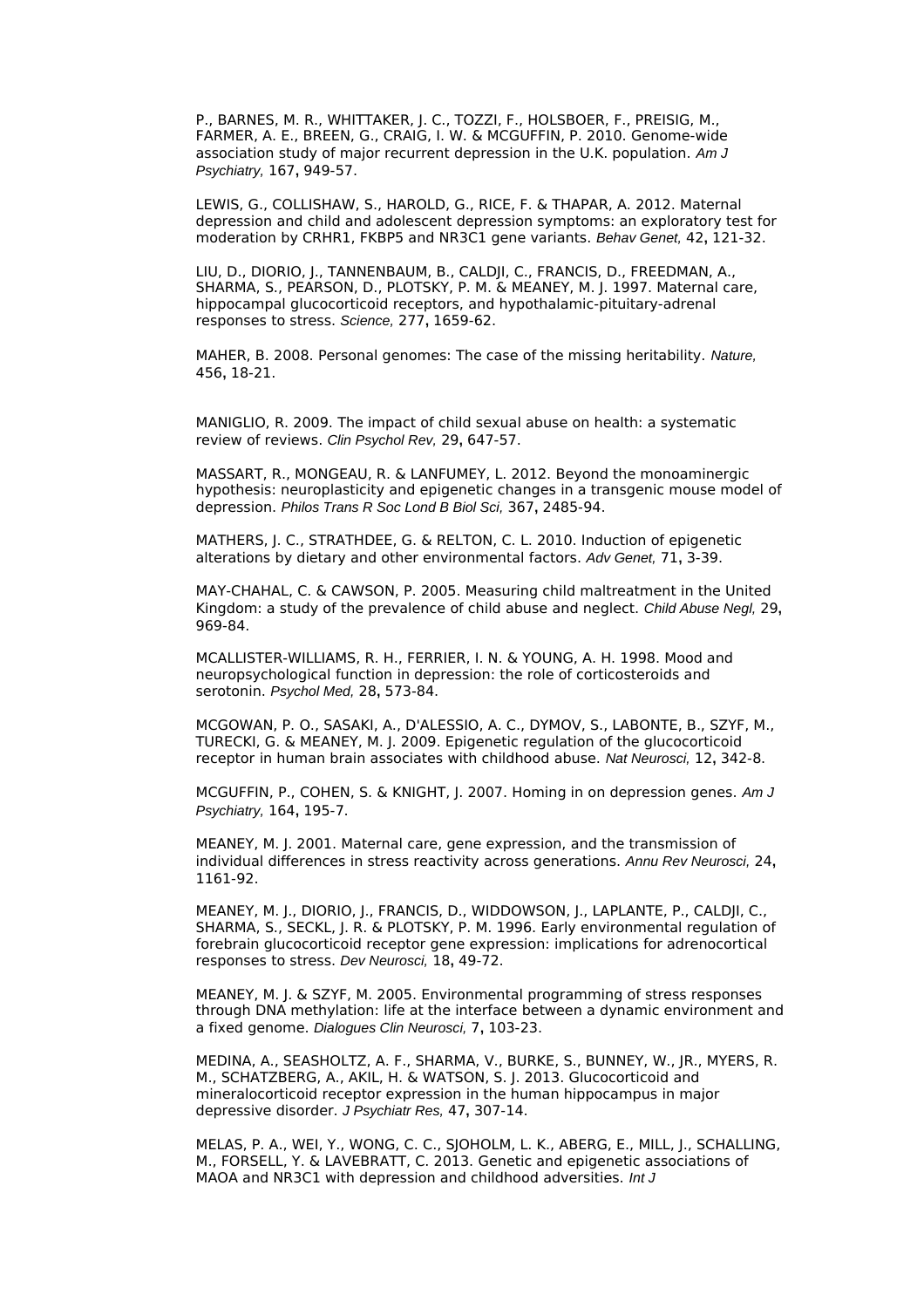P., BARNES, M. R., WHITTAKER, J. C., TOZZI, F., HOLSBOER, F., PREISIG, M., FARMER, A. E., BREEN, G., CRAIG, I. W. & MCGUFFIN, P. 2010. Genome-wide association study of major recurrent depression in the U.K. population. *Am J Psychiatry,* 167**,** 949-57.

LEWIS, G., COLLISHAW, S., HAROLD, G., RICE, F. & THAPAR, A. 2012. Maternal depression and child and adolescent depression symptoms: an exploratory test for moderation by CRHR1, FKBP5 and NR3C1 gene variants. *Behav Genet,* 42**,** 121-32.

LIU, D., DIORIO, J., TANNENBAUM, B., CALDJI, C., FRANCIS, D., FREEDMAN, A., SHARMA, S., PEARSON, D., PLOTSKY, P. M. & MEANEY, M. J. 1997. Maternal care, hippocampal glucocorticoid receptors, and hypothalamic-pituitary-adrenal responses to stress. *Science,* 277**,** 1659-62.

MAHER, B. 2008. Personal genomes: The case of the missing heritability. *Nature,* 456**,** 18-21.

MANIGLIO, R. 2009. The impact of child sexual abuse on health: a systematic review of reviews. *Clin Psychol Rev,* 29**,** 647-57.

MASSART, R., MONGEAU, R. & LANFUMEY, L. 2012. Beyond the monoaminergic hypothesis: neuroplasticity and epigenetic changes in a transgenic mouse model of depression. *Philos Trans R Soc Lond B Biol Sci,* 367**,** 2485-94.

MATHERS, J. C., STRATHDEE, G. & RELTON, C. L. 2010. Induction of epigenetic alterations by dietary and other environmental factors. *Adv Genet,* 71**,** 3-39.

MAY-CHAHAL, C. & CAWSON, P. 2005. Measuring child maltreatment in the United Kingdom: a study of the prevalence of child abuse and neglect. *Child Abuse Negl,* 29**,** 969-84.

MCALLISTER-WILLIAMS, R. H., FERRIER, I. N. & YOUNG, A. H. 1998. Mood and neuropsychological function in depression: the role of corticosteroids and serotonin. *Psychol Med,* 28**,** 573-84.

MCGOWAN, P. O., SASAKI, A., D'ALESSIO, A. C., DYMOV, S., LABONTE, B., SZYF, M., TURECKI, G. & MEANEY, M. J. 2009. Epigenetic regulation of the glucocorticoid receptor in human brain associates with childhood abuse. *Nat Neurosci,* 12**,** 342-8.

MCGUFFIN, P., COHEN, S. & KNIGHT, J. 2007. Homing in on depression genes. *Am J Psychiatry,* 164**,** 195-7.

MEANEY, M. J. 2001. Maternal care, gene expression, and the transmission of individual differences in stress reactivity across generations. *Annu Rev Neurosci,* 24**,** 1161-92.

MEANEY, M. J., DIORIO, J., FRANCIS, D., WIDDOWSON, J., LAPLANTE, P., CALDJI, C., SHARMA, S., SECKL, J. R. & PLOTSKY, P. M. 1996. Early environmental regulation of forebrain glucocorticoid receptor gene expression: implications for adrenocortical responses to stress. *Dev Neurosci,* 18**,** 49-72.

MEANEY, M. J. & SZYF, M. 2005. Environmental programming of stress responses through DNA methylation: life at the interface between a dynamic environment and a fixed genome. *Dialogues Clin Neurosci,* 7**,** 103-23.

MEDINA, A., SEASHOLTZ, A. F., SHARMA, V., BURKE, S., BUNNEY, W., JR., MYERS, R. M., SCHATZBERG, A., AKIL, H. & WATSON, S. J. 2013. Glucocorticoid and mineralocorticoid receptor expression in the human hippocampus in major depressive disorder. *J Psychiatr Res,* 47**,** 307-14.

MELAS, P. A., WEI, Y., WONG, C. C., SJOHOLM, L. K., ABERG, E., MILL, J., SCHALLING, M., FORSELL, Y. & LAVEBRATT, C. 2013. Genetic and epigenetic associations of MAOA and NR3C1 with depression and childhood adversities. *Int J*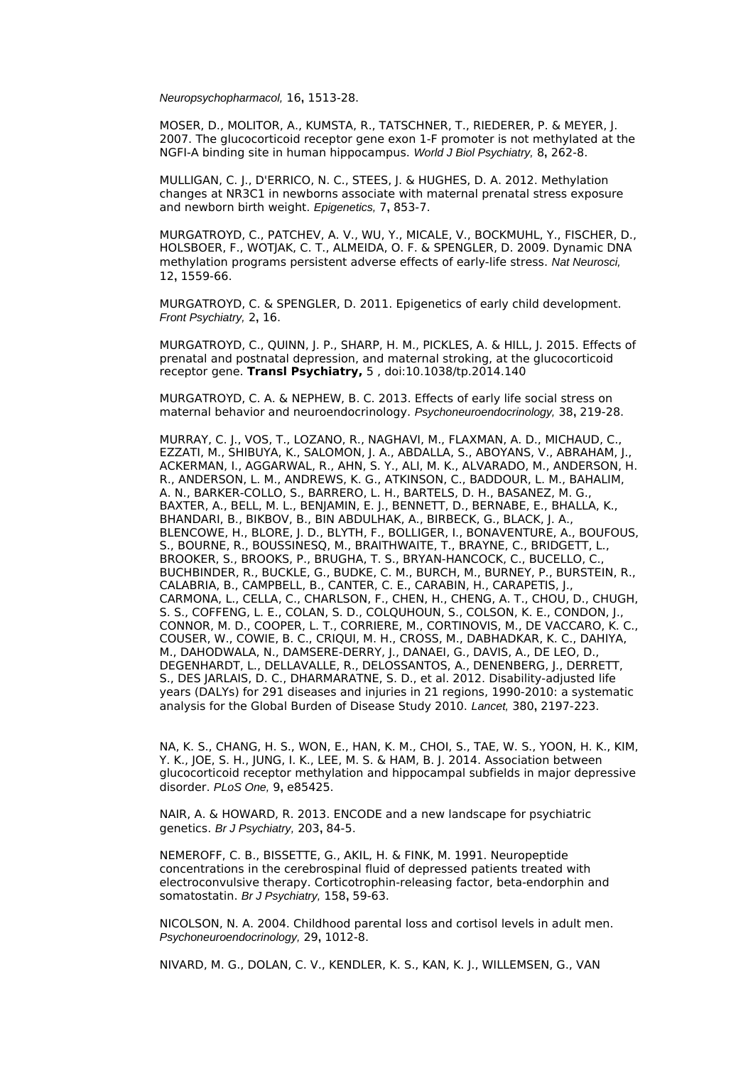*Neuropsychopharmacol,* 16**,** 1513-28.

MOSER, D., MOLITOR, A., KUMSTA, R., TATSCHNER, T., RIEDERER, P. & MEYER, J. 2007. The glucocorticoid receptor gene exon 1-F promoter is not methylated at the NGFI-A binding site in human hippocampus. *World J Biol Psychiatry,* 8**,** 262-8.

MULLIGAN, C. J., D'ERRICO, N. C., STEES, J. & HUGHES, D. A. 2012. Methylation changes at NR3C1 in newborns associate with maternal prenatal stress exposure and newborn birth weight. *Epigenetics,* 7**,** 853-7.

MURGATROYD, C., PATCHEV, A. V., WU, Y., MICALE, V., BOCKMUHL, Y., FISCHER, D., HOLSBOER, F., WOTJAK, C. T., ALMEIDA, O. F. & SPENGLER, D. 2009. Dynamic DNA methylation programs persistent adverse effects of early-life stress. *Nat Neurosci,* 12**,** 1559-66.

MURGATROYD, C. & SPENGLER, D. 2011. Epigenetics of early child development. *Front Psychiatry,* 2**,** 16.

MURGATROYD, C., QUINN, J. P., SHARP, H. M., PICKLES, A. & HILL, J. 2015. Effects of prenatal and postnatal depression, and maternal stroking, at the glucocorticoid receptor gene. **Transl Psychiatry,** 5 , doi:10.1038/tp.2014.140

MURGATROYD, C. A. & NEPHEW, B. C. 2013. Effects of early life social stress on maternal behavior and neuroendocrinology. *Psychoneuroendocrinology,* 38**,** 219-28.

MURRAY, C. J., VOS, T., LOZANO, R., NAGHAVI, M., FLAXMAN, A. D., MICHAUD, C., EZZATI, M., SHIBUYA, K., SALOMON, J. A., ABDALLA, S., ABOYANS, V., ABRAHAM, J., ACKERMAN, I., AGGARWAL, R., AHN, S. Y., ALI, M. K., ALVARADO, M., ANDERSON, H. R., ANDERSON, L. M., ANDREWS, K. G., ATKINSON, C., BADDOUR, L. M., BAHALIM, A. N., BARKER-COLLO, S., BARRERO, L. H., BARTELS, D. H., BASANEZ, M. G., BAXTER, A., BELL, M. L., BENJAMIN, E. J., BENNETT, D., BERNABE, E., BHALLA, K., BHANDARI, B., BIKBOV, B., BIN ABDULHAK, A., BIRBECK, G., BLACK, J. A., BLENCOWE, H., BLORE, J. D., BLYTH, F., BOLLIGER, I., BONAVENTURE, A., BOUFOUS, S., BOURNE, R., BOUSSINESQ, M., BRAITHWAITE, T., BRAYNE, C., BRIDGETT, L., BROOKER, S., BROOKS, P., BRUGHA, T. S., BRYAN-HANCOCK, C., BUCELLO, C., BUCHBINDER, R., BUCKLE, G., BUDKE, C. M., BURCH, M., BURNEY, P., BURSTEIN, R., CALABRIA, B., CAMPBELL, B., CANTER, C. E., CARABIN, H., CARAPETIS, J., CARMONA, L., CELLA, C., CHARLSON, F., CHEN, H., CHENG, A. T., CHOU, D., CHUGH, S. S., COFFENG, L. E., COLAN, S. D., COLQUHOUN, S., COLSON, K. E., CONDON, J., CONNOR, M. D., COOPER, L. T., CORRIERE, M., CORTINOVIS, M., DE VACCARO, K. C., COUSER, W., COWIE, B. C., CRIQUI, M. H., CROSS, M., DABHADKAR, K. C., DAHIYA, M., DAHODWALA, N., DAMSERE-DERRY, J., DANAEI, G., DAVIS, A., DE LEO, D., DEGENHARDT, L., DELLAVALLE, R., DELOSSANTOS, A., DENENBERG, J., DERRETT, S., DES JARLAIS, D. C., DHARMARATNE, S. D., et al. 2012. Disability-adjusted life years (DALYs) for 291 diseases and injuries in 21 regions, 1990-2010: a systematic analysis for the Global Burden of Disease Study 2010. *Lancet,* 380**,** 2197-223.

NA, K. S., CHANG, H. S., WON, E., HAN, K. M., CHOI, S., TAE, W. S., YOON, H. K., KIM, Y. K., JOE, S. H., JUNG, I. K., LEE, M. S. & HAM, B. J. 2014. Association between glucocorticoid receptor methylation and hippocampal subfields in major depressive disorder. *PLoS One,* 9**,** e85425.

NAIR, A. & HOWARD, R. 2013. ENCODE and a new landscape for psychiatric genetics. *Br J Psychiatry,* 203**,** 84-5.

NEMEROFF, C. B., BISSETTE, G., AKIL, H. & FINK, M. 1991. Neuropeptide concentrations in the cerebrospinal fluid of depressed patients treated with electroconvulsive therapy. Corticotrophin-releasing factor, beta-endorphin and somatostatin. *Br J Psychiatry,* 158**,** 59-63.

NICOLSON, N. A. 2004. Childhood parental loss and cortisol levels in adult men. *Psychoneuroendocrinology,* 29**,** 1012-8.

NIVARD, M. G., DOLAN, C. V., KENDLER, K. S., KAN, K. J., WILLEMSEN, G., VAN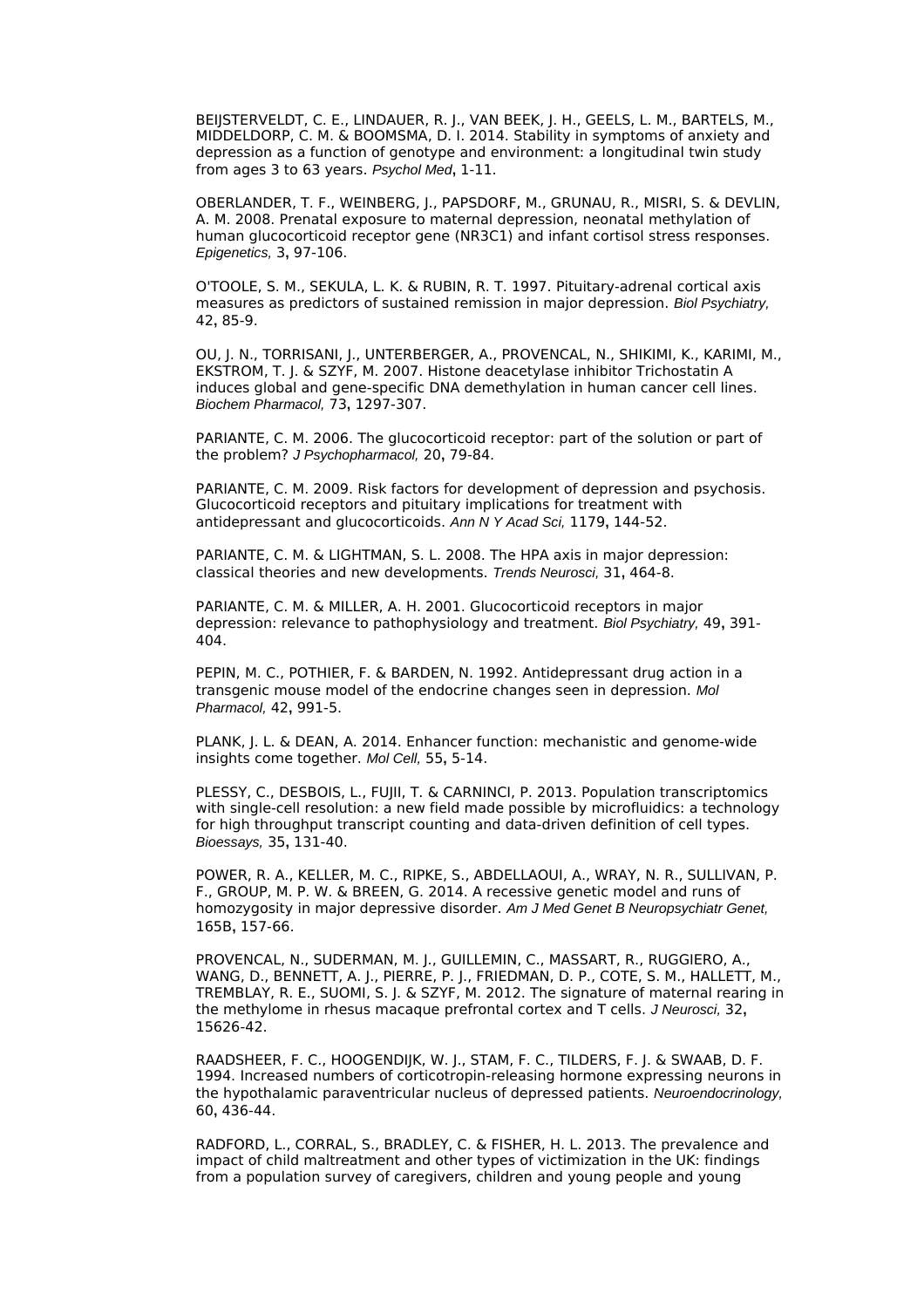BEIJSTERVELDT, C. E., LINDAUER, R. J., VAN BEEK, J. H., GEELS, L. M., BARTELS, M., MIDDELDORP, C. M. & BOOMSMA, D. I. 2014. Stability in symptoms of anxiety and depression as a function of genotype and environment: a longitudinal twin study from ages 3 to 63 years. *Psychol Med*, 1-11.

OBERLANDER, T. F., WEINBERG, J., PAPSDORF, M., GRUNAU, R., MISRI, S. & DEVLIN, A. M. 2008. Prenatal exposure to maternal depression, neonatal methylation of human glucocorticoid receptor gene (NR3C1) and infant cortisol stress responses. *Epigenetics,* 3, 97-106.

O'TOOLE, S. M., SEKULA, L. K. & RUBIN, R. T. 1997. Pituitary-adrenal cortical axis measures as predictors of sustained remission in major depression. *Biol Psychiatry,* 42, 85-9.

OU, J. N., TORRISANI, J., UNTERBERGER, A., PROVENCAL, N., SHIKIMI, K., KARIMI, M., EKSTROM, T. J. & SZYF, M. 2007. Histone deacetylase inhibitor Trichostatin A induces global and gene-specific DNA demethylation in human cancer cell lines. *Biochem Pharmacol,* 73, 1297-307.

PARIANTE, C. M. 2006. The glucocorticoid receptor: part of the solution or part of the problem? *J Psychopharmacol,* 20, 79-84.

PARIANTE, C. M. 2009. Risk factors for development of depression and psychosis. Glucocorticoid receptors and pituitary implications for treatment with antidepressant and glucocorticoids. *Ann N Y Acad Sci,* 1179, 144-52.

PARIANTE, C. M. & LIGHTMAN, S. L. 2008. The HPA axis in major depression: classical theories and new developments. *Trends Neurosci,* 31, 464-8.

PARIANTE, C. M. & MILLER, A. H. 2001. Glucocorticoid receptors in major depression: relevance to pathophysiology and treatment. *Biol Psychiatry,* 49, 391-404.

PEPIN, M. C., POTHIER, F. & BARDEN, N. 1992. Antidepressant drug action in a transgenic mouse model of the endocrine changes seen in depression. *Mol Pharmacol,* 42, 991-5.

PLANK, J. L. & DEAN, A. 2014. Enhancer function: mechanistic and genome-wide insights come together. *Mol Cell,* 55, 5-14.

PLESSY, C., DESBOIS, L., FUJII, T. & CARNINCI, P. 2013. Population transcriptomics with single-cell resolution: a new field made possible by microfluidics: a technology for high throughput transcript counting and data-driven definition of cell types. *Bioessays,* 35, 131-40.

POWER, R. A., KELLER, M. C., RIPKE, S., ABDELLAOUI, A., WRAY, N. R., SULLIVAN, P. F., GROUP, M. P. W. & BREEN, G. 2014. A recessive genetic model and runs of homozygosity in major depressive disorder. *Am J Med Genet B Neuropsychiatr Genet,* 165B, 157-66.

PROVENCAL, N., SUDERMAN, M. J., GUILLEMIN, C., MASSART, R., RUGGIERO, A., WANG, D., BENNETT, A. J., PIERRE, P. J., FRIEDMAN, D. P., COTE, S. M., HALLETT, M., TREMBLAY, R. E., SUOMI, S. J. & SZYF, M. 2012. The signature of maternal rearing in the methylome in rhesus macaque prefrontal cortex and T cells. *J Neurosci,* 32, 15626-42.

RAADSHEER, F. C., HOOGENDIJK, W. J., STAM, F. C., TILDERS, F. J. & SWAAB, D. F. 1994. Increased numbers of corticotropin-releasing hormone expressing neurons in the hypothalamic paraventricular nucleus of depressed patients. *Neuroendocrinology,* 60, 436-44.

RADFORD, L., CORRAL, S., BRADLEY, C. & FISHER, H. L. 2013. The prevalence and impact of child maltreatment and other types of victimization in the UK: findings from a population survey of caregivers, children and young people and young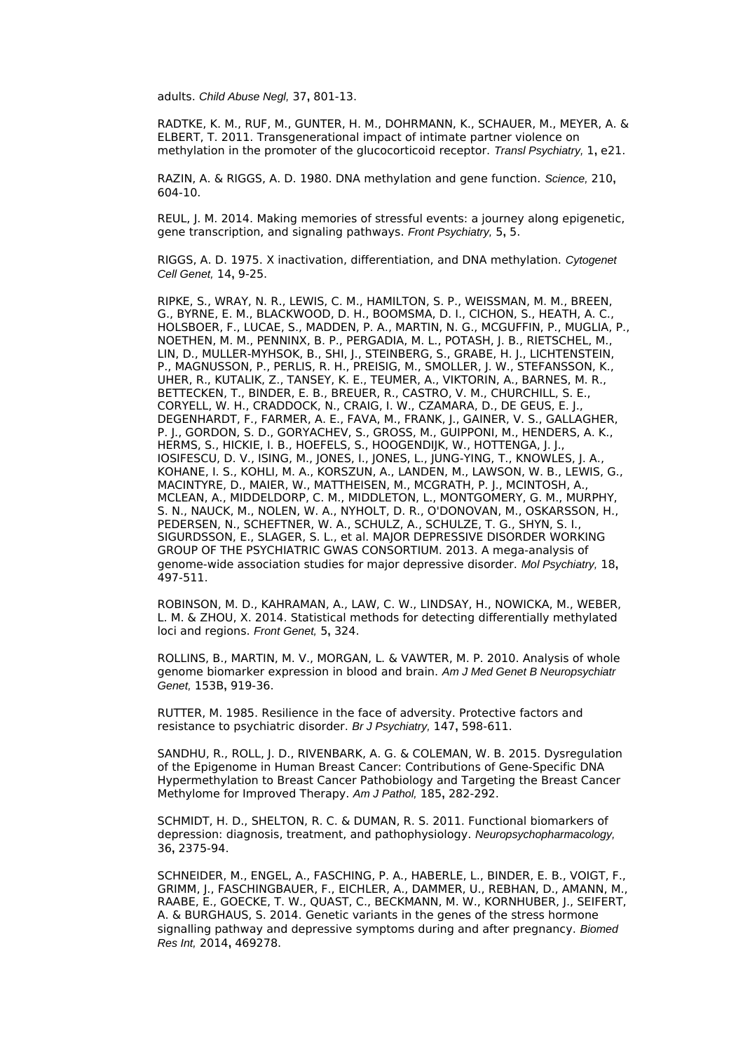adults. *Child Abuse Negl,* 37**,** 801-13.

RADTKE, K. M., RUF, M., GUNTER, H. M., DOHRMANN, K., SCHAUER, M., MEYER, A. & ELBERT, T. 2011. Transgenerational impact of intimate partner violence on methylation in the promoter of the glucocorticoid receptor. *Transl Psychiatry,* 1**,** e21.

RAZIN, A. & RIGGS, A. D. 1980. DNA methylation and gene function. *Science,* 210**,** 604-10.

REUL, J. M. 2014. Making memories of stressful events: a journey along epigenetic, gene transcription, and signaling pathways. *Front Psychiatry,* 5**,** 5.

RIGGS, A. D. 1975. X inactivation, differentiation, and DNA methylation. *Cytogenet Cell Genet,* 14**,** 9-25.

RIPKE, S., WRAY, N. R., LEWIS, C. M., HAMILTON, S. P., WEISSMAN, M. M., BREEN, G., BYRNE, E. M., BLACKWOOD, D. H., BOOMSMA, D. I., CICHON, S., HEATH, A. C., HOLSBOER, F., LUCAE, S., MADDEN, P. A., MARTIN, N. G., MCGUFFIN, P., MUGLIA, P., NOETHEN, M. M., PENNINX, B. P., PERGADIA, M. L., POTASH, J. B., RIETSCHEL, M., LIN, D., MULLER-MYHSOK, B., SHI, J., STEINBERG, S., GRABE, H. J., LICHTENSTEIN, P., MAGNUSSON, P., PERLIS, R. H., PREISIG, M., SMOLLER, J. W., STEFANSSON, K., UHER, R., KUTALIK, Z., TANSEY, K. E., TEUMER, A., VIKTORIN, A., BARNES, M. R., BETTECKEN, T., BINDER, E. B., BREUER, R., CASTRO, V. M., CHURCHILL, S. E., CORYELL, W. H., CRADDOCK, N., CRAIG, I. W., CZAMARA, D., DE GEUS, E. J., DEGENHARDT, F., FARMER, A. E., FAVA, M., FRANK, J., GAINER, V. S., GALLAGHER, P. J., GORDON, S. D., GORYACHEV, S., GROSS, M., GUIPPONI, M., HENDERS, A. K., HERMS, S., HICKIE, I. B., HOEFELS, S., HOOGENDIJK, W., HOTTENGA, J. J., IOSIFESCU, D. V., ISING, M., JONES, I., JONES, L., JUNG-YING, T., KNOWLES, J. A., KOHANE, I. S., KOHLI, M. A., KORSZUN, A., LANDEN, M., LAWSON, W. B., LEWIS, G., MACINTYRE, D., MAIER, W., MATTHEISEN, M., MCGRATH, P. J., MCINTOSH, A., MCLEAN, A., MIDDELDORP, C. M., MIDDLETON, L., MONTGOMERY, G. M., MURPHY, S. N., NAUCK, M., NOLEN, W. A., NYHOLT, D. R., O'DONOVAN, M., OSKARSSON, H., PEDERSEN, N., SCHEFTNER, W. A., SCHULZ, A., SCHULZE, T. G., SHYN, S. I., SIGURDSSON, E., SLAGER, S. L., et al. MAJOR DEPRESSIVE DISORDER WORKING GROUP OF THE PSYCHIATRIC GWAS CONSORTIUM. 2013. A mega-analysis of genome-wide association studies for major depressive disorder. *Mol Psychiatry,* 18**,** 497-511.

ROBINSON, M. D., KAHRAMAN, A., LAW, C. W., LINDSAY, H., NOWICKA, M., WEBER, L. M. & ZHOU, X. 2014. Statistical methods for detecting differentially methylated loci and regions. *Front Genet,* 5**,** 324.

ROLLINS, B., MARTIN, M. V., MORGAN, L. & VAWTER, M. P. 2010. Analysis of whole genome biomarker expression in blood and brain. *Am J Med Genet B Neuropsychiatr Genet,* 153B**,** 919-36.

RUTTER, M. 1985. Resilience in the face of adversity. Protective factors and resistance to psychiatric disorder. *Br J Psychiatry,* 147**,** 598-611.

SANDHU, R., ROLL, J. D., RIVENBARK, A. G. & COLEMAN, W. B. 2015. Dysregulation of the Epigenome in Human Breast Cancer: Contributions of Gene-Specific DNA Hypermethylation to Breast Cancer Pathobiology and Targeting the Breast Cancer Methylome for Improved Therapy. *Am J Pathol,* 185**,** 282-292.

SCHMIDT, H. D., SHELTON, R. C. & DUMAN, R. S. 2011. Functional biomarkers of depression: diagnosis, treatment, and pathophysiology. *Neuropsychopharmacology,* 36**,** 2375-94.

SCHNEIDER, M., ENGEL, A., FASCHING, P. A., HABERLE, L., BINDER, E. B., VOIGT, F., GRIMM, J., FASCHINGBAUER, F., EICHLER, A., DAMMER, U., REBHAN, D., AMANN, M., RAABE, E., GOECKE, T. W., QUAST, C., BECKMANN, M. W., KORNHUBER, J., SEIFERT, A. & BURGHAUS, S. 2014. Genetic variants in the genes of the stress hormone signalling pathway and depressive symptoms during and after pregnancy. *Biomed Res Int,* 2014**,** 469278.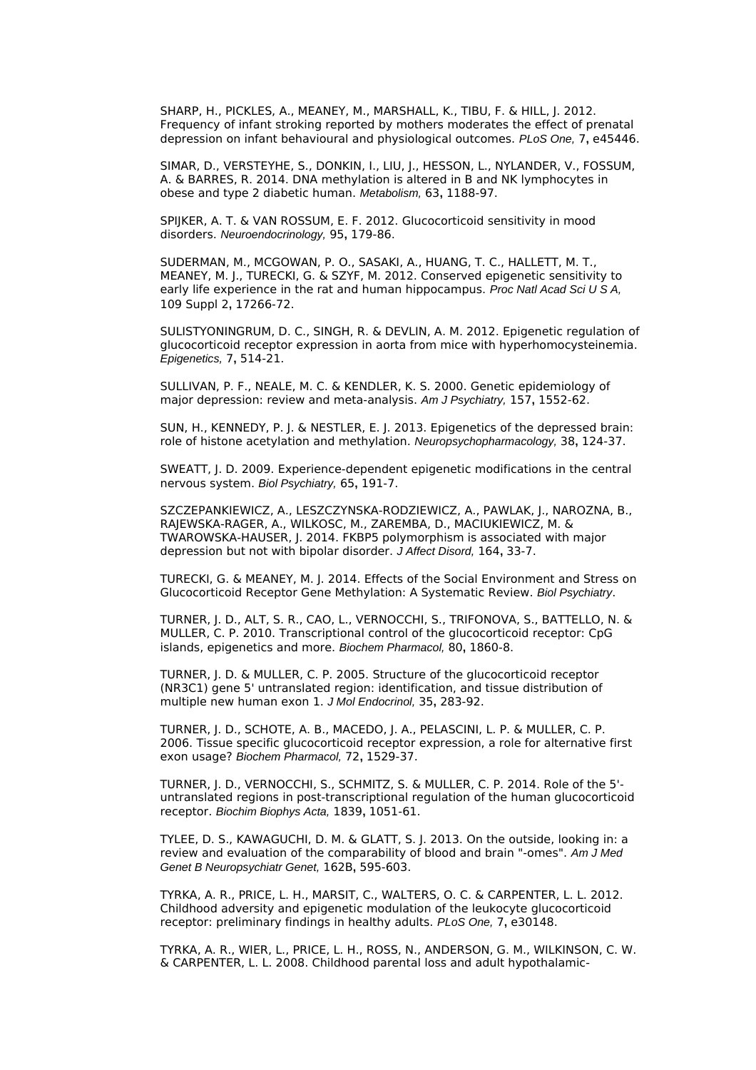SHARP, H., PICKLES, A., MEANEY, M., MARSHALL, K., TIBU, F. & HILL, J. 2012. Frequency of infant stroking reported by mothers moderates the effect of prenatal depression on infant behavioural and physiological outcomes. *PLoS One,* 7**,** e45446.

SIMAR, D., VERSTEYHE, S., DONKIN, I., LIU, J., HESSON, L., NYLANDER, V., FOSSUM, A. & BARRES, R. 2014. DNA methylation is altered in B and NK lymphocytes in obese and type 2 diabetic human. *Metabolism,* 63**,** 1188-97.

SPIJKER, A. T. & VAN ROSSUM, E. F. 2012. Glucocorticoid sensitivity in mood disorders. *Neuroendocrinology,* 95**,** 179-86.

SUDERMAN, M., MCGOWAN, P. O., SASAKI, A., HUANG, T. C., HALLETT, M. T., MEANEY, M. J., TURECKI, G. & SZYF, M. 2012. Conserved epigenetic sensitivity to early life experience in the rat and human hippocampus. *Proc Natl Acad Sci U S A,* 109 Suppl 2**,** 17266-72.

SULISTYONINGRUM, D. C., SINGH, R. & DEVLIN, A. M. 2012. Epigenetic regulation of glucocorticoid receptor expression in aorta from mice with hyperhomocysteinemia. *Epigenetics,* 7**,** 514-21.

SULLIVAN, P. F., NEALE, M. C. & KENDLER, K. S. 2000. Genetic epidemiology of major depression: review and meta-analysis. *Am J Psychiatry,* 157**,** 1552-62.

SUN, H., KENNEDY, P. J. & NESTLER, E. J. 2013. Epigenetics of the depressed brain: role of histone acetylation and methylation. *Neuropsychopharmacology,* 38**,** 124-37.

SWEATT, J. D. 2009. Experience-dependent epigenetic modifications in the central nervous system. *Biol Psychiatry,* 65**,** 191-7.

SZCZEPANKIEWICZ, A., LESZCZYNSKA-RODZIEWICZ, A., PAWLAK, J., NAROZNA, B., RAJEWSKA-RAGER, A., WILKOSC, M., ZAREMBA, D., MACIUKIEWICZ, M. & TWAROWSKA-HAUSER, J. 2014. FKBP5 polymorphism is associated with major depression but not with bipolar disorder. *J Affect Disord,* 164**,** 33-7.

TURECKI, G. & MEANEY, M. J. 2014. Effects of the Social Environment and Stress on Glucocorticoid Receptor Gene Methylation: A Systematic Review. *Biol Psychiatry*.

TURNER, J. D., ALT, S. R., CAO, L., VERNOCCHI, S., TRIFONOVA, S., BATTELLO, N. & MULLER, C. P. 2010. Transcriptional control of the glucocorticoid receptor: CpG islands, epigenetics and more. *Biochem Pharmacol,* 80**,** 1860-8.

TURNER, J. D. & MULLER, C. P. 2005. Structure of the glucocorticoid receptor (NR3C1) gene 5' untranslated region: identification, and tissue distribution of multiple new human exon 1. *J Mol Endocrinol,* 35**,** 283-92.

TURNER, J. D., SCHOTE, A. B., MACEDO, J. A., PELASCINI, L. P. & MULLER, C. P. 2006. Tissue specific glucocorticoid receptor expression, a role for alternative first exon usage? *Biochem Pharmacol,* 72**,** 1529-37.

TURNER, J. D., VERNOCCHI, S., SCHMITZ, S. & MULLER, C. P. 2014. Role of the 5'-untranslated regions in post-transcriptional regulation of the human glucocorticoid receptor. *Biochim Biophys Acta,* 1839**,** 1051-61.

TYLEE, D. S., KAWAGUCHI, D. M. & GLATT, S. J. 2013. On the outside, looking in: a review and evaluation of the comparability of blood and brain "-omes". *Am J Med Genet B Neuropsychiatr Genet,* 162B**,** 595-603.

TYRKA, A. R., PRICE, L. H., MARSIT, C., WALTERS, O. C. & CARPENTER, L. L. 2012. Childhood adversity and epigenetic modulation of the leukocyte glucocorticoid receptor: preliminary findings in healthy adults. *PLoS One,* 7**,** e30148.

TYRKA, A. R., WIER, L., PRICE, L. H., ROSS, N., ANDERSON, G. M., WILKINSON, C. W. & CARPENTER, L. L. 2008. Childhood parental loss and adult hypothalamic-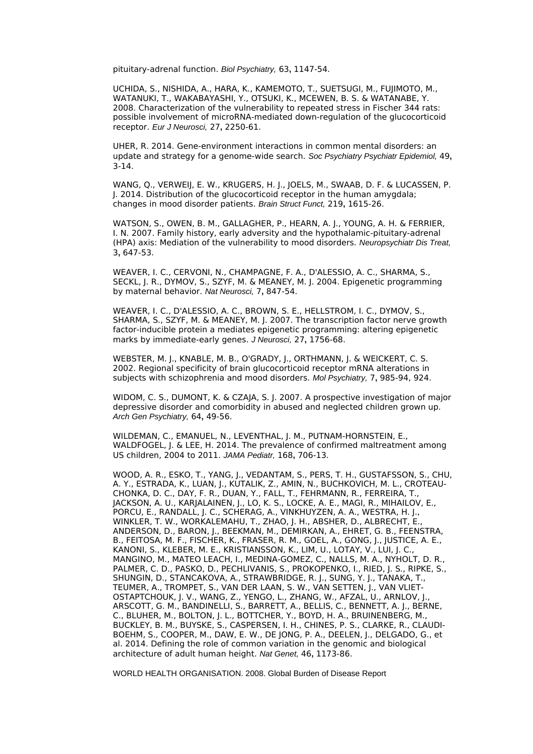pituitary-adrenal function. *Biol Psychiatry,* 63**,** 1147-54.

UCHIDA, S., NISHIDA, A., HARA, K., KAMEMOTO, T., SUETSUGI, M., FUJIMOTO, M., WATANUKI, T., WAKABAYASHI, Y., OTSUKI, K., MCEWEN, B. S. & WATANABE, Y. 2008. Characterization of the vulnerability to repeated stress in Fischer 344 rats: possible involvement of microRNA-mediated down-regulation of the glucocorticoid receptor. *Eur J Neurosci,* 27**,** 2250-61.

UHER, R. 2014. Gene-environment interactions in common mental disorders: an update and strategy for a genome-wide search. *Soc Psychiatry Psychiatr Epidemiol,* 49**,** 3-14.

WANG, Q., VERWEIJ, E. W., KRUGERS, H. J., JOELS, M., SWAAB, D. F. & LUCASSEN, P. J. 2014. Distribution of the glucocorticoid receptor in the human amygdala; changes in mood disorder patients. *Brain Struct Funct,* 219**,** 1615-26.

WATSON, S., OWEN, B. M., GALLAGHER, P., HEARN, A. J., YOUNG, A. H. & FERRIER, I. N. 2007. Family history, early adversity and the hypothalamic-pituitary-adrenal (HPA) axis: Mediation of the vulnerability to mood disorders. *Neuropsychiatr Dis Treat,* 3**,** 647-53.

WEAVER, I. C., CERVONI, N., CHAMPAGNE, F. A., D'ALESSIO, A. C., SHARMA, S., SECKL, J. R., DYMOV, S., SZYF, M. & MEANEY, M. J. 2004. Epigenetic programming by maternal behavior. *Nat Neurosci,* 7**,** 847-54.

WEAVER, I. C., D'ALESSIO, A. C., BROWN, S. E., HELLSTROM, I. C., DYMOV, S., SHARMA, S., SZYF, M. & MEANEY, M. J. 2007. The transcription factor nerve growth factor-inducible protein a mediates epigenetic programming: altering epigenetic marks by immediate-early genes. *J Neurosci,* 27**,** 1756-68.

WEBSTER, M. J., KNABLE, M. B., O'GRADY, J., ORTHMANN, J. & WEICKERT, C. S. 2002. Regional specificity of brain glucocorticoid receptor mRNA alterations in subjects with schizophrenia and mood disorders. *Mol Psychiatry,* 7**,** 985-94, 924.

WIDOM, C. S., DUMONT, K. & CZAJA, S. J. 2007. A prospective investigation of major depressive disorder and comorbidity in abused and neglected children grown up. *Arch Gen Psychiatry,* 64**,** 49-56.

WILDEMAN, C., EMANUEL, N., LEVENTHAL, J. M., PUTNAM-HORNSTEIN, E., WALDFOGEL, J. & LEE, H. 2014. The prevalence of confirmed maltreatment among US children, 2004 to 2011. *JAMA Pediatr,* 168**,** 706-13.

WOOD, A. R., ESKO, T., YANG, J., VEDANTAM, S., PERS, T. H., GUSTAFSSON, S., CHU, A. Y., ESTRADA, K., LUAN, J., KUTALIK, Z., AMIN, N., BUCHKOVICH, M. L., CROTEAU-CHONKA, D. C., DAY, F. R., DUAN, Y., FALL, T., FEHRMANN, R., FERREIRA, T., JACKSON, A. U., KARJALAINEN, J., LO, K. S., LOCKE, A. E., MAGI, R., MIHAILOV, E., PORCU, E., RANDALL, J. C., SCHERAG, A., VINKHUYZEN, A. A., WESTRA, H. J., WINKLER, T. W., WORKALEMAHU, T., ZHAO, J. H., ABSHER, D., ALBRECHT, E., ANDERSON, D., BARON, J., BEEKMAN, M., DEMIRKAN, A., EHRET, G. B., FEENSTRA, B., FEITOSA, M. F., FISCHER, K., FRASER, R. M., GOEL, A., GONG, J., JUSTICE, A. E., KANONI, S., KLEBER, M. E., KRISTIANSSON, K., LIM, U., LOTAY, V., LUI, J. C., MANGINO, M., MATEO LEACH, I., MEDINA-GOMEZ, C., NALLS, M. A., NYHOLT, D. R., PALMER, C. D., PASKO, D., PECHLIVANIS, S., PROKOPENKO, I., RIED, J. S., RIPKE, S., SHUNGIN, D., STANCAKOVA, A., STRAWBRIDGE, R. J., SUNG, Y. J., TANAKA, T., TEUMER, A., TROMPET, S., VAN DER LAAN, S. W., VAN SETTEN, J., VAN VLIET-OSTAPTCHOUK, J. V., WANG, Z., YENGO, L., ZHANG, W., AFZAL, U., ARNLOV, J., ARSCOTT, G. M., BANDINELLI, S., BARRETT, A., BELLIS, C., BENNETT, A. J., BERNE, C., BLUHER, M., BOLTON, J. L., BOTTCHER, Y., BOYD, H. A., BRUINENBERG, M., BUCKLEY, B. M., BUYSKE, S., CASPERSEN, I. H., CHINES, P. S., CLARKE, R., CLAUDI-BOEHM, S., COOPER, M., DAW, E. W., DE JONG, P. A., DEELEN, J., DELGADO, G., et al. 2014. Defining the role of common variation in the genomic and biological architecture of adult human height. *Nat Genet,* 46**,** 1173-86.

WORLD HEALTH ORGANISATION. 2008. Global Burden of Disease Report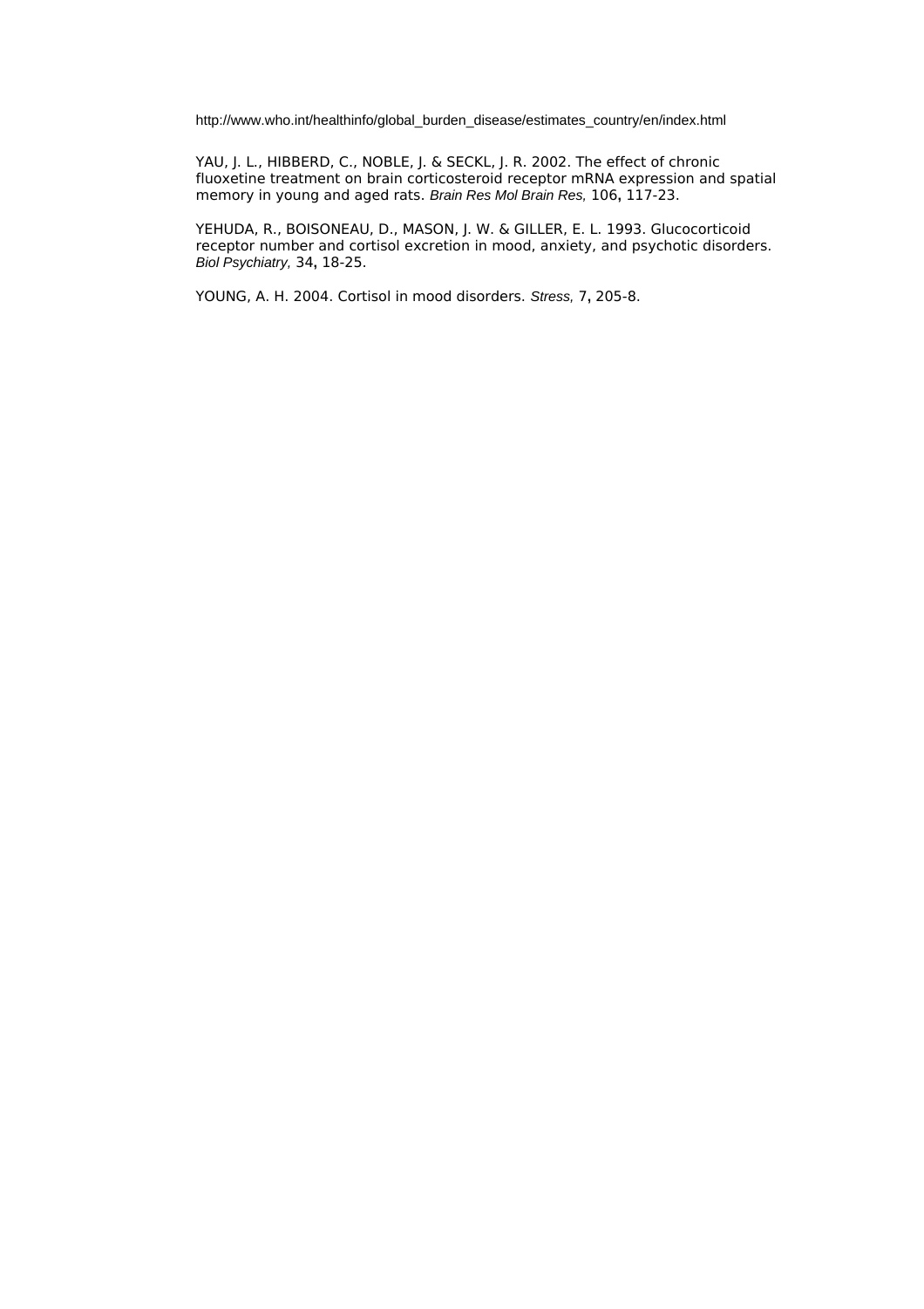http://www.who.int/healthinfo/global_burden_disease/estimates_country/en/index.html

YAU, J. L., HIBBERD, C., NOBLE, J. & SECKL, J. R. 2002. The effect of chronic fluoxetine treatment on brain corticosteroid receptor mRNA expression and spatial memory in young and aged rats. *Brain Res Mol Brain Res,* 106**,** 117-23.

YEHUDA, R., BOISONEAU, D., MASON, J. W. & GILLER, E. L. 1993. Glucocorticoid receptor number and cortisol excretion in mood, anxiety, and psychotic disorders. *Biol Psychiatry,* 34**,** 18-25.

YOUNG, A. H. 2004. Cortisol in mood disorders. *Stress,* 7**,** 205-8.